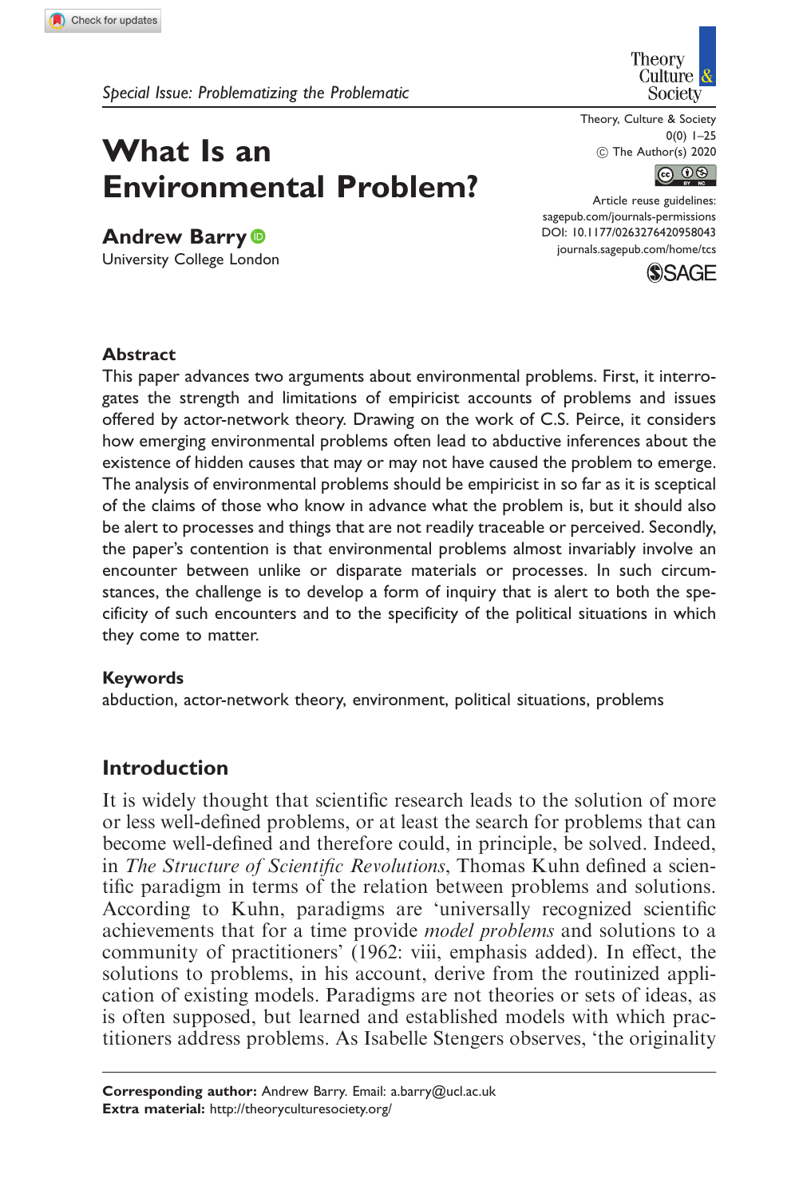Special Issue: Problematizing the Problematic

# What Is an Environmental Problem?

**Andrew Barry**
University College London

## Abstract

This paper advances two arguments about environmental problems. First, it interrogates the strength and limitations of empiricist accounts of problems and issues offered by actor-network theory. Drawing on the work of C.S. Peirce, it considers how emerging environmental problems often lead to abductive inferences about the existence of hidden causes that may or may not have caused the problem to emerge. The analysis of environmental problems should be empiricist in so far as it is sceptical of the claims of those who know in advance what the problem is, but it should also be alert to processes and things that are not readily traceable or perceived. Secondly, the paper's contention is that environmental problems almost invariably involve an encounter between unlike or disparate materials or processes. In such circumstances, the challenge is to develop a form of inquiry that is alert to both the specificity of such encounters and to the specificity of the political situations in which they come to matter.

## Keywords

abduction, actor-network theory, environment, political situations, problems

## Introduction

It is widely thought that scientific research leads to the solution of more or less well-defined problems, or at least the search for problems that can become well-defined and therefore could, in principle, be solved. Indeed, in *The Structure of Scientific Revolutions*, Thomas Kuhn defined a scientific paradigm in terms of the relation between problems and solutions. According to Kuhn, paradigms are 'universally recognized scientific achievements that for a time provide *model problems* and solutions to a community of practitioners' (1962: viii, emphasis added). In effect, the solutions to problems, in his account, derive from the routinized application of existing models. Paradigms are not theories or sets of ideas, as is often supposed, but learned and established models with which practitioners address problems. As Isabelle Stengers observes, 'the originality

**Corresponding author:** Andrew Barry. Email: a.barry@ucl.ac.uk
**Extra material:** http://theoryculturesociety.org/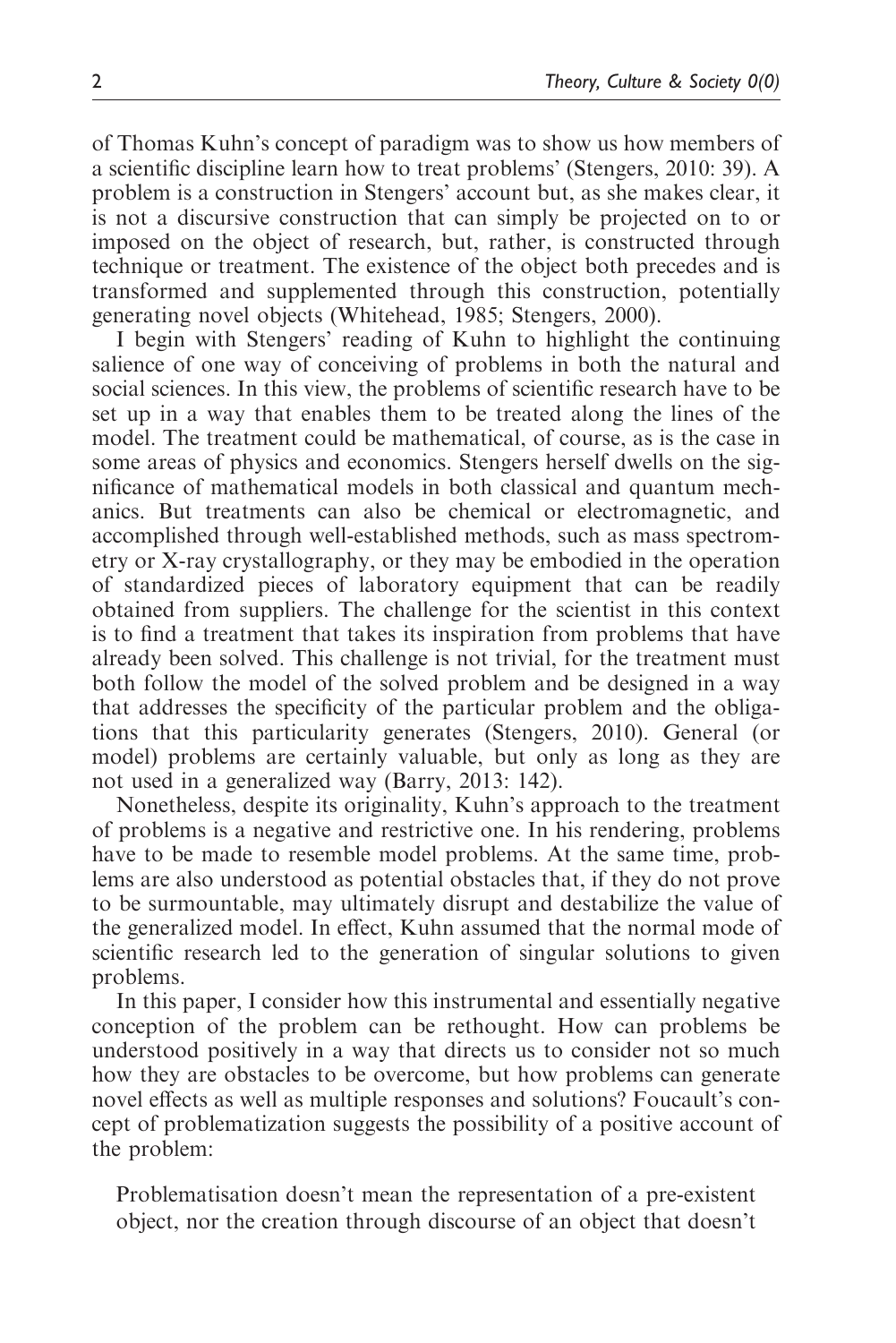of Thomas Kuhn's concept of paradigm was to show us how members of a scientific discipline learn how to treat problems' (Stengers, 2010: 39). A problem is a construction in Stengers' account but, as she makes clear, it is not a discursive construction that can simply be projected on to or imposed on the object of research, but, rather, is constructed through technique or treatment. The existence of the object both precedes and is transformed and supplemented through this construction, potentially generating novel objects (Whitehead, 1985; Stengers, 2000).

I begin with Stengers' reading of Kuhn to highlight the continuing salience of one way of conceiving of problems in both the natural and social sciences. In this view, the problems of scientific research have to be set up in a way that enables them to be treated along the lines of the model. The treatment could be mathematical, of course, as is the case in some areas of physics and economics. Stengers herself dwells on the significance of mathematical models in both classical and quantum mechanics. But treatments can also be chemical or electromagnetic, and accomplished through well-established methods, such as mass spectrometry or X-ray crystallography, or they may be embodied in the operation of standardized pieces of laboratory equipment that can be readily obtained from suppliers. The challenge for the scientist in this context is to find a treatment that takes its inspiration from problems that have already been solved. This challenge is not trivial, for the treatment must both follow the model of the solved problem and be designed in a way that addresses the specificity of the particular problem and the obligations that this particularity generates (Stengers, 2010). General (or model) problems are certainly valuable, but only as long as they are not used in a generalized way (Barry, 2013: 142).

Nonetheless, despite its originality, Kuhn's approach to the treatment of problems is a negative and restrictive one. In his rendering, problems have to be made to resemble model problems. At the same time, problems are also understood as potential obstacles that, if they do not prove to be surmountable, may ultimately disrupt and destabilize the value of the generalized model. In effect, Kuhn assumed that the normal mode of scientific research led to the generation of singular solutions to given problems.

In this paper, I consider how this instrumental and essentially negative conception of the problem can be rethought. How can problems be understood positively in a way that directs us to consider not so much how they are obstacles to be overcome, but how problems can generate novel effects as well as multiple responses and solutions? Foucault's concept of problematization suggests the possibility of a positive account of the problem:

> Problematisation doesn't mean the representation of a pre-existent object, nor the creation through discourse of an object that doesn't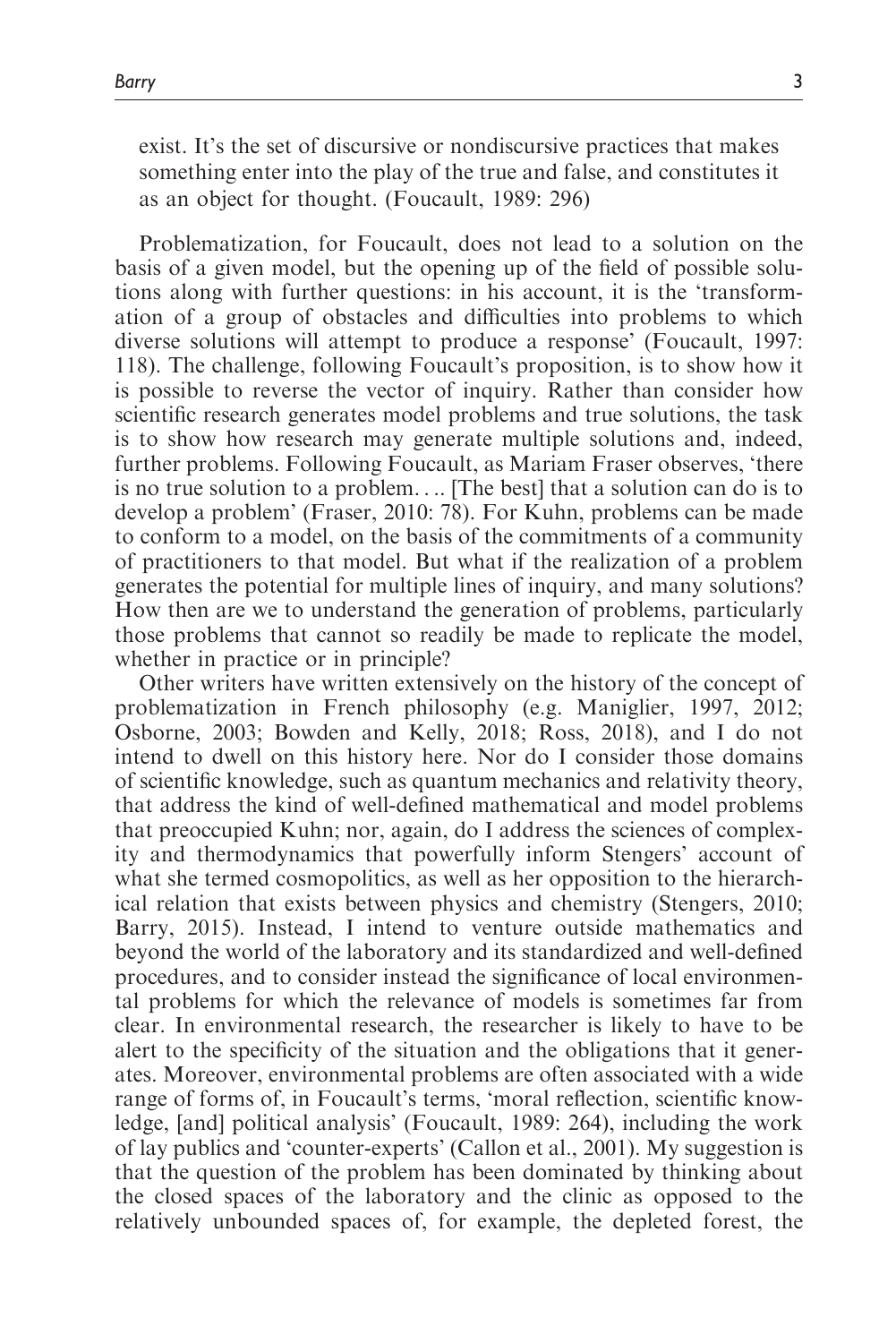exist. It's the set of discursive or nondiscursive practices that makes something enter into the play of the true and false, and constitutes it as an object for thought. (Foucault, 1989: 296)

Problematization, for Foucault, does not lead to a solution on the basis of a given model, but the opening up of the field of possible solutions along with further questions: in his account, it is the 'transformation of a group of obstacles and difficulties into problems to which diverse solutions will attempt to produce a response' (Foucault, 1997: 118). The challenge, following Foucault's proposition, is to show how it is possible to reverse the vector of inquiry. Rather than consider how scientific research generates model problems and true solutions, the task is to show how research may generate multiple solutions and, indeed, further problems. Following Foucault, as Mariam Fraser observes, 'there is no true solution to a problem.... [The best] that a solution can do is to develop a problem' (Fraser, 2010: 78). For Kuhn, problems can be made to conform to a model, on the basis of the commitments of a community of practitioners to that model. But what if the realization of a problem generates the potential for multiple lines of inquiry, and many solutions? How then are we to understand the generation of problems, particularly those problems that cannot so readily be made to replicate the model, whether in practice or in principle?

Other writers have written extensively on the history of the concept of problematization in French philosophy (e.g. Maniglier, 1997, 2012; Osborne, 2003; Bowden and Kelly, 2018; Ross, 2018), and I do not intend to dwell on this history here. Nor do I consider those domains of scientific knowledge, such as quantum mechanics and relativity theory, that address the kind of well-defined mathematical and model problems that preoccupied Kuhn; nor, again, do I address the sciences of complexity and thermodynamics that powerfully inform Stengers' account of what she termed cosmopolitics, as well as her opposition to the hierarchical relation that exists between physics and chemistry (Stengers, 2010; Barry, 2015). Instead, I intend to venture outside mathematics and beyond the world of the laboratory and its standardized and well-defined procedures, and to consider instead the significance of local environmental problems for which the relevance of models is sometimes far from clear. In environmental research, the researcher is likely to have to be alert to the specificity of the situation and the obligations that it generates. Moreover, environmental problems are often associated with a wide range of forms of, in Foucault's terms, 'moral reflection, scientific knowledge, [and] political analysis' (Foucault, 1989: 264), including the work of lay publics and 'counter-experts' (Callon et al., 2001). My suggestion is that the question of the problem has been dominated by thinking about the closed spaces of the laboratory and the clinic as opposed to the relatively unbounded spaces of, for example, the depleted forest, the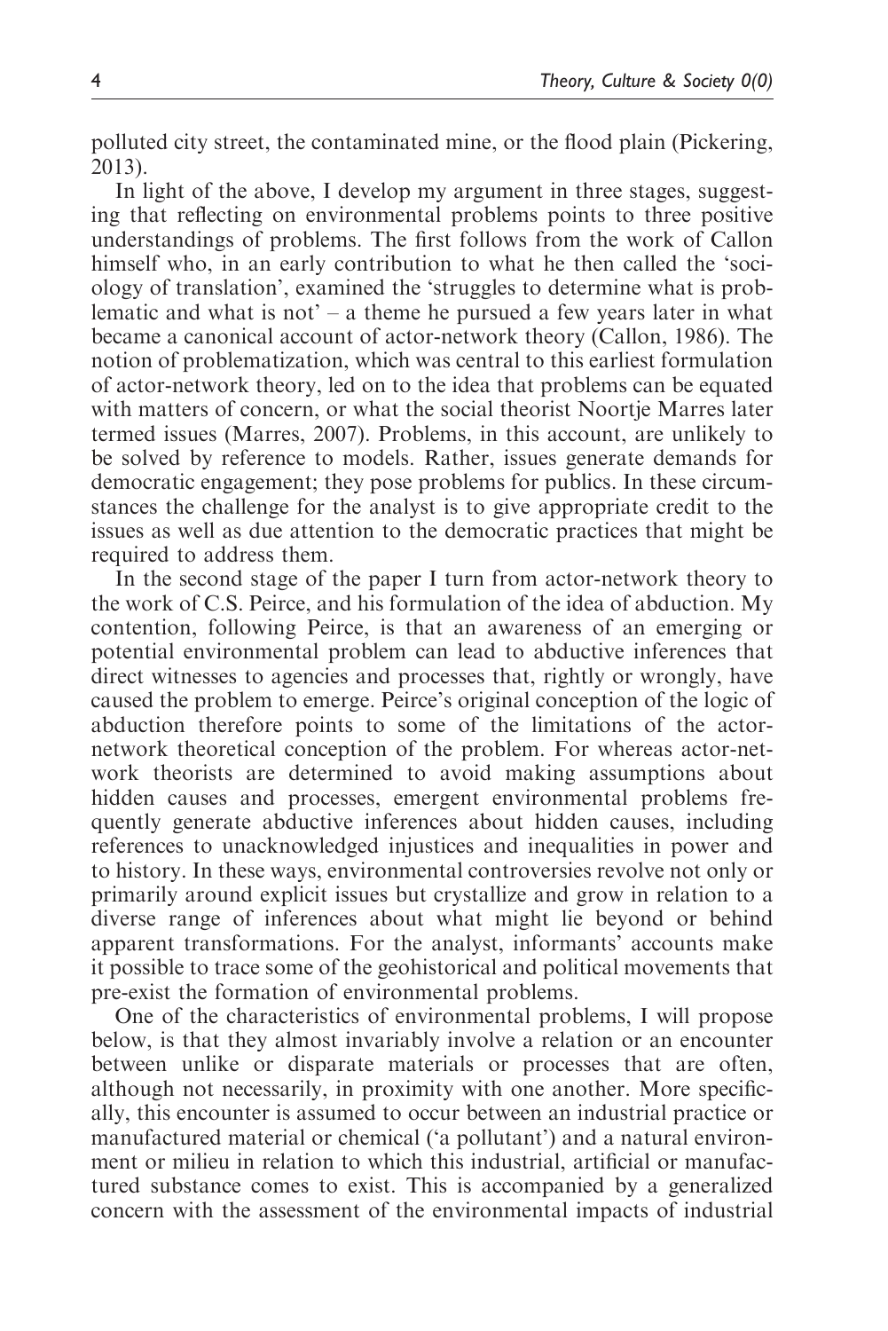polluted city street, the contaminated mine, or the flood plain (Pickering, 2013).

In light of the above, I develop my argument in three stages, suggesting that reflecting on environmental problems points to three positive understandings of problems. The first follows from the work of Callon himself who, in an early contribution to what he then called the 'sociology of translation', examined the 'struggles to determine what is problematic and what is not' – a theme he pursued a few years later in what became a canonical account of actor-network theory (Callon, 1986). The notion of problematization, which was central to this earliest formulation of actor-network theory, led on to the idea that problems can be equated with matters of concern, or what the social theorist Noortje Marres later termed issues (Marres, 2007). Problems, in this account, are unlikely to be solved by reference to models. Rather, issues generate demands for democratic engagement; they pose problems for publics. In these circumstances the challenge for the analyst is to give appropriate credit to the issues as well as due attention to the democratic practices that might be required to address them.

In the second stage of the paper I turn from actor-network theory to the work of C.S. Peirce, and his formulation of the idea of abduction. My contention, following Peirce, is that an awareness of an emerging or potential environmental problem can lead to abductive inferences that direct witnesses to agencies and processes that, rightly or wrongly, have caused the problem to emerge. Peirce's original conception of the logic of abduction therefore points to some of the limitations of the actor-network theoretical conception of the problem. For whereas actor-network theorists are determined to avoid making assumptions about hidden causes and processes, emergent environmental problems frequently generate abductive inferences about hidden causes, including references to unacknowledged injustices and inequalities in power and to history. In these ways, environmental controversies revolve not only or primarily around explicit issues but crystallize and grow in relation to a diverse range of inferences about what might lie beyond or behind apparent transformations. For the analyst, informants' accounts make it possible to trace some of the geohistorical and political movements that pre-exist the formation of environmental problems.

One of the characteristics of environmental problems, I will propose below, is that they almost invariably involve a relation or an encounter between unlike or disparate materials or processes that are often, although not necessarily, in proximity with one another. More specifically, this encounter is assumed to occur between an industrial practice or manufactured material or chemical ('a pollutant') and a natural environment or milieu in relation to which this industrial, artificial or manufactured substance comes to exist. This is accompanied by a generalized concern with the assessment of the environmental impacts of industrial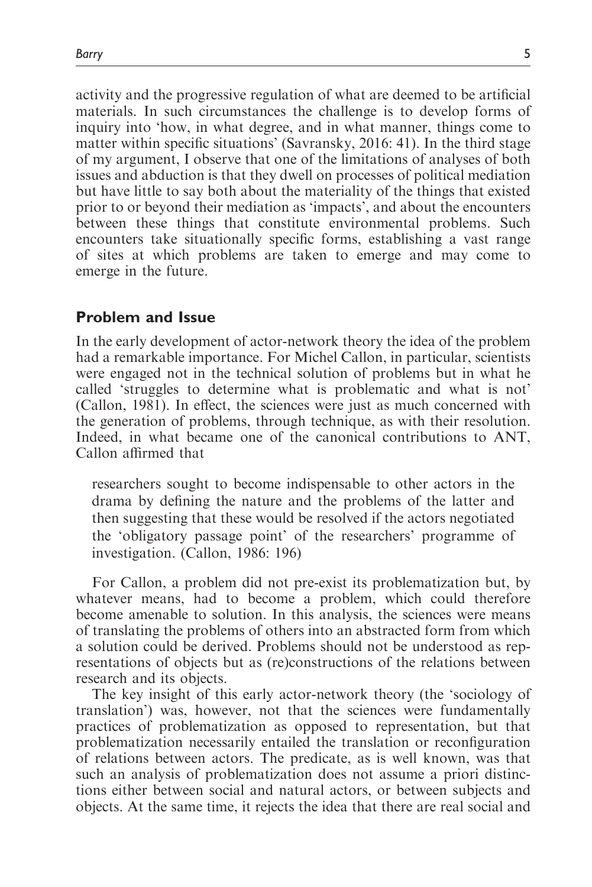activity and the progressive regulation of what are deemed to be artificial materials. In such circumstances the challenge is to develop forms of inquiry into 'how, in what degree, and in what manner, things come to matter within specific situations' (Savransky, 2016: 41). In the third stage of my argument, I observe that one of the limitations of analyses of both issues and abduction is that they dwell on processes of political mediation but have little to say both about the materiality of the things that existed prior to or beyond their mediation as 'impacts', and about the encounters between these things that constitute environmental problems. Such encounters take situationally specific forms, establishing a vast range of sites at which problems are taken to emerge and may come to emerge in the future.

## Problem and Issue

In the early development of actor-network theory the idea of the problem had a remarkable importance. For Michel Callon, in particular, scientists were engaged not in the technical solution of problems but in what he called 'struggles to determine what is problematic and what is not' (Callon, 1981). In effect, the sciences were just as much concerned with the generation of problems, through technique, as with their resolution. Indeed, in what became one of the canonical contributions to ANT, Callon affirmed that

> researchers sought to become indispensable to other actors in the drama by defining the nature and the problems of the latter and then suggesting that these would be resolved if the actors negotiated the 'obligatory passage point' of the researchers' programme of investigation. (Callon, 1986: 196)

For Callon, a problem did not pre-exist its problematization but, by whatever means, had to become a problem, which could therefore become amenable to solution. In this analysis, the sciences were means of translating the problems of others into an abstracted form from which a solution could be derived. Problems should not be understood as representations of objects but as (re)constructions of the relations between research and its objects.

The key insight of this early actor-network theory (the 'sociology of translation') was, however, not that the sciences were fundamentally practices of problematization as opposed to representation, but that problematization necessarily entailed the translation or reconfiguration of relations between actors. The predicate, as is well known, was that such an analysis of problematization does not assume a priori distinctions either between social and natural actors, or between subjects and objects. At the same time, it rejects the idea that there are real social and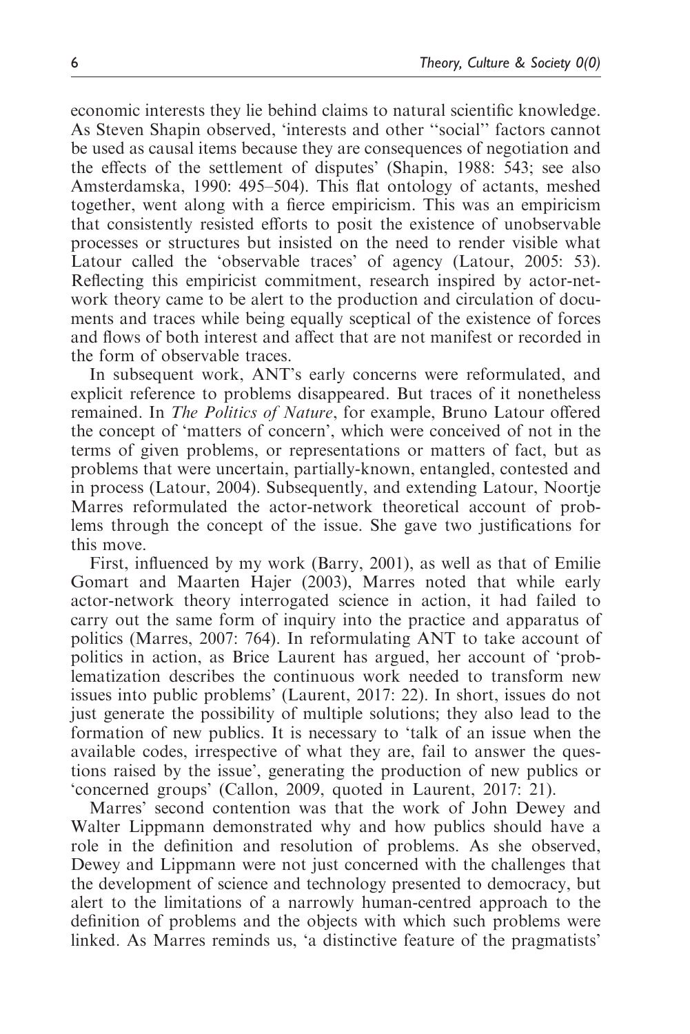economic interests they lie behind claims to natural scientific knowledge. As Steven Shapin observed, 'interests and other "social" factors cannot be used as causal items because they are consequences of negotiation and the effects of the settlement of disputes' (Shapin, 1988: 543; see also Amsterdamska, 1990: 495–504). This flat ontology of actants, meshed together, went along with a fierce empiricism. This was an empiricism that consistently resisted efforts to posit the existence of unobservable processes or structures but insisted on the need to render visible what Latour called the 'observable traces' of agency (Latour, 2005: 53). Reflecting this empiricist commitment, research inspired by actor-network theory came to be alert to the production and circulation of documents and traces while being equally sceptical of the existence of forces and flows of both interest and affect that are not manifest or recorded in the form of observable traces.

In subsequent work, ANT's early concerns were reformulated, and explicit reference to problems disappeared. But traces of it nonetheless remained. In *The Politics of Nature*, for example, Bruno Latour offered the concept of 'matters of concern', which were conceived of not in the terms of given problems, or representations or matters of fact, but as problems that were uncertain, partially-known, entangled, contested and in process (Latour, 2004). Subsequently, and extending Latour, Noortje Marres reformulated the actor-network theoretical account of problems through the concept of the issue. She gave two justifications for this move.

First, influenced by my work (Barry, 2001), as well as that of Emilie Gomart and Maarten Hajer (2003), Marres noted that while early actor-network theory interrogated science in action, it had failed to carry out the same form of inquiry into the practice and apparatus of politics (Marres, 2007: 764). In reformulating ANT to take account of politics in action, as Brice Laurent has argued, her account of 'problematization describes the continuous work needed to transform new issues into public problems' (Laurent, 2017: 22). In short, issues do not just generate the possibility of multiple solutions; they also lead to the formation of new publics. It is necessary to 'talk of an issue when the available codes, irrespective of what they are, fail to answer the questions raised by the issue', generating the production of new publics or 'concerned groups' (Callon, 2009, quoted in Laurent, 2017: 21).

Marres' second contention was that the work of John Dewey and Walter Lippmann demonstrated why and how publics should have a role in the definition and resolution of problems. As she observed, Dewey and Lippmann were not just concerned with the challenges that the development of science and technology presented to democracy, but alert to the limitations of a narrowly human-centred approach to the definition of problems and the objects with which such problems were linked. As Marres reminds us, 'a distinctive feature of the pragmatists'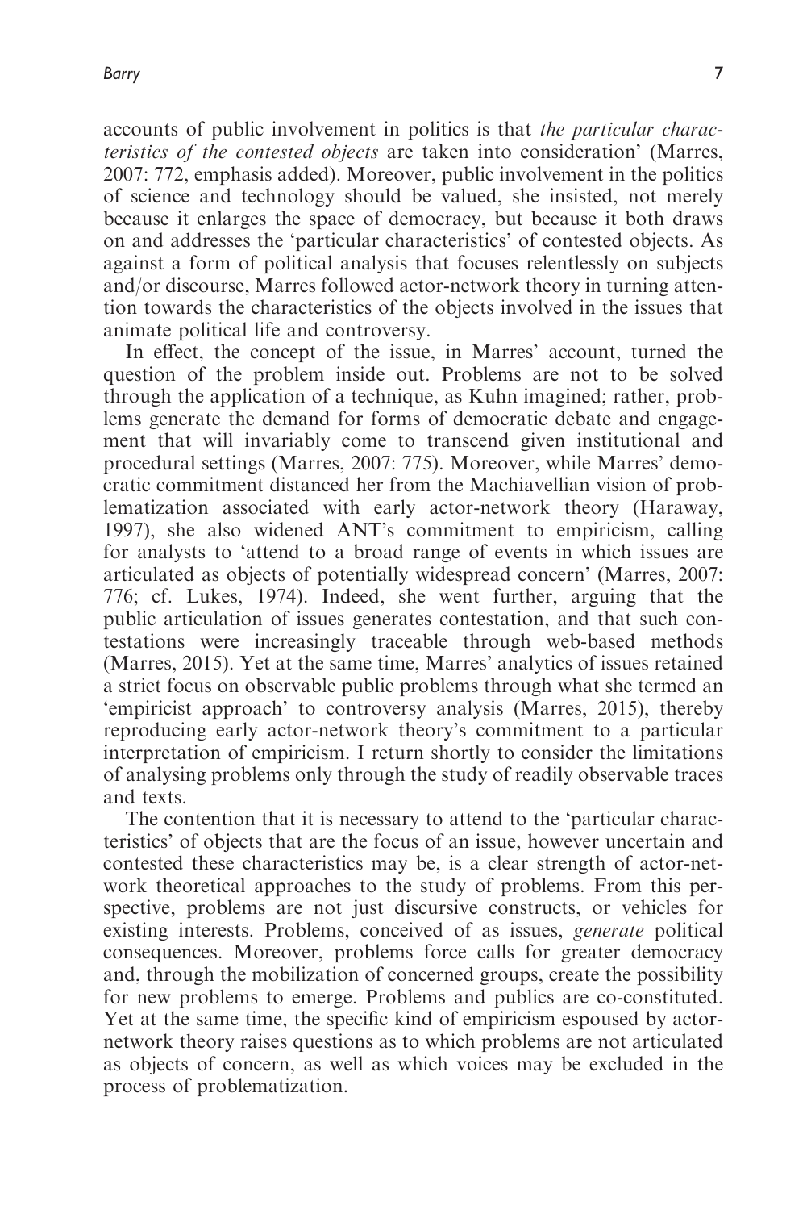accounts of public involvement in politics is that *the particular characteristics of the contested objects* are taken into consideration' (Marres, 2007: 772, emphasis added). Moreover, public involvement in the politics of science and technology should be valued, she insisted, not merely because it enlarges the space of democracy, but because it both draws on and addresses the 'particular characteristics' of contested objects. As against a form of political analysis that focuses relentlessly on subjects and/or discourse, Marres followed actor-network theory in turning attention towards the characteristics of the objects involved in the issues that animate political life and controversy.

In effect, the concept of the issue, in Marres' account, turned the question of the problem inside out. Problems are not to be solved through the application of a technique, as Kuhn imagined; rather, problems generate the demand for forms of democratic debate and engagement that will invariably come to transcend given institutional and procedural settings (Marres, 2007: 775). Moreover, while Marres' democratic commitment distanced her from the Machiavellian vision of problematization associated with early actor-network theory (Haraway, 1997), she also widened ANT's commitment to empiricism, calling for analysts to 'attend to a broad range of events in which issues are articulated as objects of potentially widespread concern' (Marres, 2007: 776; cf. Lukes, 1974). Indeed, she went further, arguing that the public articulation of issues generates contestation, and that such contestations were increasingly traceable through web-based methods (Marres, 2015). Yet at the same time, Marres' analytics of issues retained a strict focus on observable public problems through what she termed an 'empiricist approach' to controversy analysis (Marres, 2015), thereby reproducing early actor-network theory's commitment to a particular interpretation of empiricism. I return shortly to consider the limitations of analysing problems only through the study of readily observable traces and texts.

The contention that it is necessary to attend to the 'particular characteristics' of objects that are the focus of an issue, however uncertain and contested these characteristics may be, is a clear strength of actor-network theoretical approaches to the study of problems. From this perspective, problems are not just discursive constructs, or vehicles for existing interests. Problems, conceived of as issues, *generate* political consequences. Moreover, problems force calls for greater democracy and, through the mobilization of concerned groups, create the possibility for new problems to emerge. Problems and publics are co-constituted. Yet at the same time, the specific kind of empiricism espoused by actor-network theory raises questions as to which problems are not articulated as objects of concern, as well as which voices may be excluded in the process of problematization.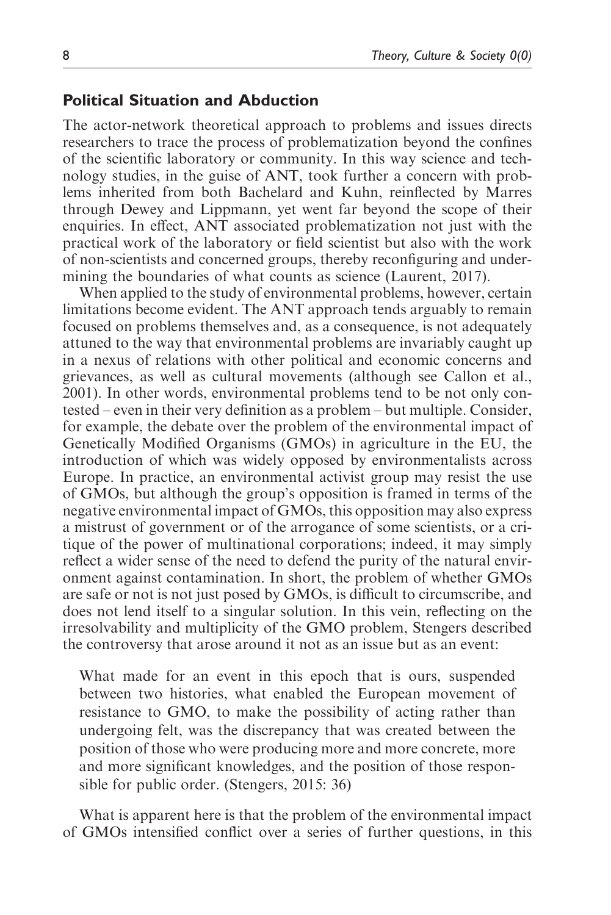## Political Situation and Abduction

The actor-network theoretical approach to problems and issues directs researchers to trace the process of problematization beyond the confines of the scientific laboratory or community. In this way science and technology studies, in the guise of ANT, took further a concern with problems inherited from both Bachelard and Kuhn, reinflected by Marres through Dewey and Lippmann, yet went far beyond the scope of their enquiries. In effect, ANT associated problematization not just with the practical work of the laboratory or field scientist but also with the work of non-scientists and concerned groups, thereby reconfiguring and undermining the boundaries of what counts as science (Laurent, 2017).

When applied to the study of environmental problems, however, certain limitations become evident. The ANT approach tends arguably to remain focused on problems themselves and, as a consequence, is not adequately attuned to the way that environmental problems are invariably caught up in a nexus of relations with other political and economic concerns and grievances, as well as cultural movements (although see Callon et al., 2001). In other words, environmental problems tend to be not only contested – even in their very definition as a problem – but multiple. Consider, for example, the debate over the problem of the environmental impact of Genetically Modified Organisms (GMOs) in agriculture in the EU, the introduction of which was widely opposed by environmentalists across Europe. In practice, an environmental activist group may resist the use of GMOs, but although the group's opposition is framed in terms of the negative environmental impact of GMOs, this opposition may also express a mistrust of government or of the arrogance of some scientists, or a critique of the power of multinational corporations; indeed, it may simply reflect a wider sense of the need to defend the purity of the natural environment against contamination. In short, the problem of whether GMOs are safe or not is not just posed by GMOs, is difficult to circumscribe, and does not lend itself to a singular solution. In this vein, reflecting on the irresolvability and multiplicity of the GMO problem, Stengers described the controversy that arose around it not as an issue but as an event:

> What made for an event in this epoch that is ours, suspended between two histories, what enabled the European movement of resistance to GMO, to make the possibility of acting rather than undergoing felt, was the discrepancy that was created between the position of those who were producing more and more concrete, more and more significant knowledges, and the position of those responsible for public order. (Stengers, 2015: 36)

What is apparent here is that the problem of the environmental impact of GMOs intensified conflict over a series of further questions, in this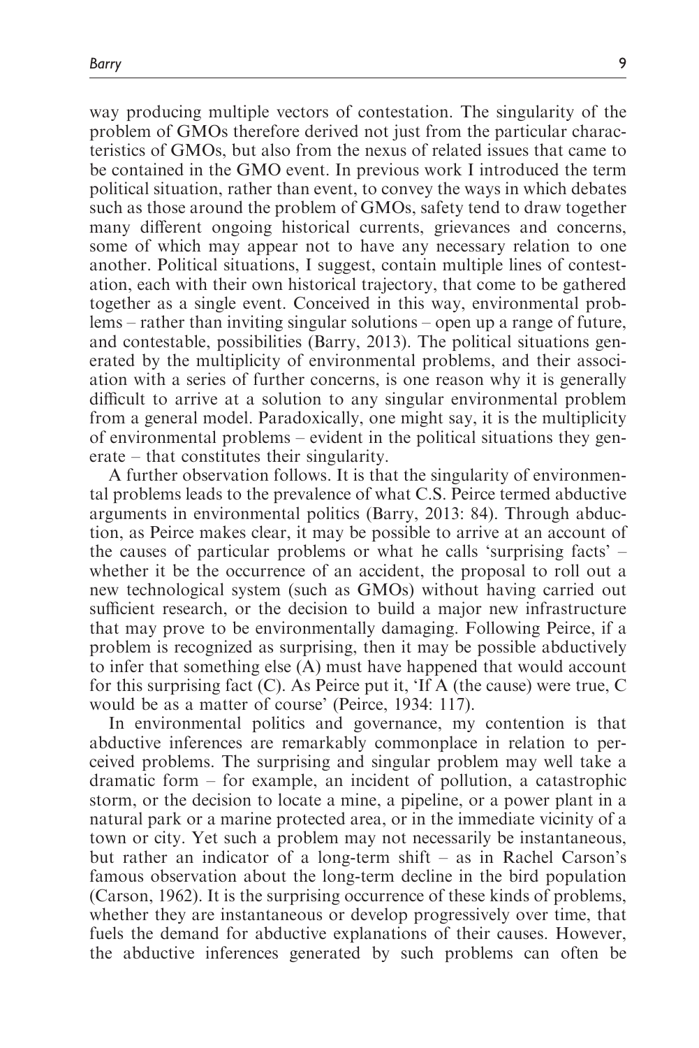way producing multiple vectors of contestation. The singularity of the problem of GMOs therefore derived not just from the particular characteristics of GMOs, but also from the nexus of related issues that came to be contained in the GMO event. In previous work I introduced the term political situation, rather than event, to convey the ways in which debates such as those around the problem of GMOs, safety tend to draw together many different ongoing historical currents, grievances and concerns, some of which may appear not to have any necessary relation to one another. Political situations, I suggest, contain multiple lines of contestation, each with their own historical trajectory, that come to be gathered together as a single event. Conceived in this way, environmental problems – rather than inviting singular solutions – open up a range of future, and contestable, possibilities (Barry, 2013). The political situations generated by the multiplicity of environmental problems, and their association with a series of further concerns, is one reason why it is generally difficult to arrive at a solution to any singular environmental problem from a general model. Paradoxically, one might say, it is the multiplicity of environmental problems – evident in the political situations they generate – that constitutes their singularity.

A further observation follows. It is that the singularity of environmental problems leads to the prevalence of what C.S. Peirce termed abductive arguments in environmental politics (Barry, 2013: 84). Through abduction, as Peirce makes clear, it may be possible to arrive at an account of the causes of particular problems or what he calls 'surprising facts' – whether it be the occurrence of an accident, the proposal to roll out a new technological system (such as GMOs) without having carried out sufficient research, or the decision to build a major new infrastructure that may prove to be environmentally damaging. Following Peirce, if a problem is recognized as surprising, then it may be possible abductively to infer that something else (A) must have happened that would account for this surprising fact (C). As Peirce put it, 'If A (the cause) were true, C would be as a matter of course' (Peirce, 1934: 117).

In environmental politics and governance, my contention is that abductive inferences are remarkably commonplace in relation to perceived problems. The surprising and singular problem may well take a dramatic form – for example, an incident of pollution, a catastrophic storm, or the decision to locate a mine, a pipeline, or a power plant in a natural park or a marine protected area, or in the immediate vicinity of a town or city. Yet such a problem may not necessarily be instantaneous, but rather an indicator of a long-term shift – as in Rachel Carson's famous observation about the long-term decline in the bird population (Carson, 1962). It is the surprising occurrence of these kinds of problems, whether they are instantaneous or develop progressively over time, that fuels the demand for abductive explanations of their causes. However, the abductive inferences generated by such problems can often be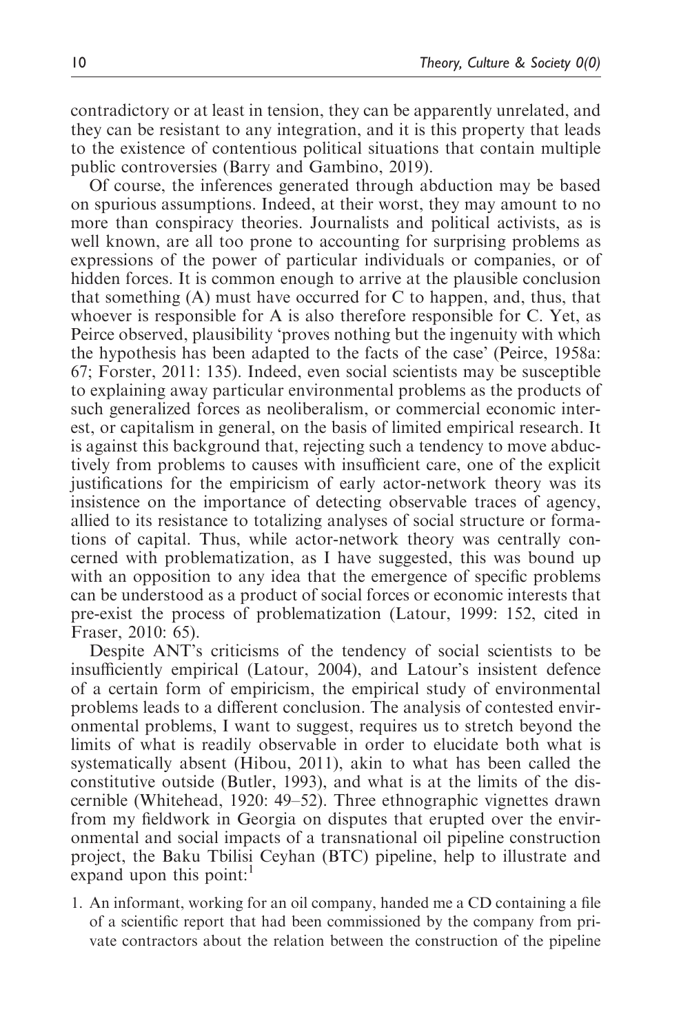contradictory or at least in tension, they can be apparently unrelated, and they can be resistant to any integration, and it is this property that leads to the existence of contentious political situations that contain multiple public controversies (Barry and Gambino, 2019).

Of course, the inferences generated through abduction may be based on spurious assumptions. Indeed, at their worst, they may amount to no more than conspiracy theories. Journalists and political activists, as is well known, are all too prone to accounting for surprising problems as expressions of the power of particular individuals or companies, or of hidden forces. It is common enough to arrive at the plausible conclusion that something (A) must have occurred for C to happen, and, thus, that whoever is responsible for A is also therefore responsible for C. Yet, as Peirce observed, plausibility 'proves nothing but the ingenuity with which the hypothesis has been adapted to the facts of the case' (Peirce, 1958a: 67; Forster, 2011: 135). Indeed, even social scientists may be susceptible to explaining away particular environmental problems as the products of such generalized forces as neoliberalism, or commercial economic interest, or capitalism in general, on the basis of limited empirical research. It is against this background that, rejecting such a tendency to move abductively from problems to causes with insufficient care, one of the explicit justifications for the empiricism of early actor-network theory was its insistence on the importance of detecting observable traces of agency, allied to its resistance to totalizing analyses of social structure or formations of capital. Thus, while actor-network theory was centrally concerned with problematization, as I have suggested, this was bound up with an opposition to any idea that the emergence of specific problems can be understood as a product of social forces or economic interests that pre-exist the process of problematization (Latour, 1999: 152, cited in Fraser, 2010: 65).

Despite ANT's criticisms of the tendency of social scientists to be insufficiently empirical (Latour, 2004), and Latour's insistent defence of a certain form of empiricism, the empirical study of environmental problems leads to a different conclusion. The analysis of contested environmental problems, I want to suggest, requires us to stretch beyond the limits of what is readily observable in order to elucidate both what is systematically absent (Hibou, 2011), akin to what has been called the constitutive outside (Butler, 1993), and what is at the limits of the discernible (Whitehead, 1920: 49–52). Three ethnographic vignettes drawn from my fieldwork in Georgia on disputes that erupted over the environmental and social impacts of a transnational oil pipeline construction project, the Baku Tbilisi Ceyhan (BTC) pipeline, help to illustrate and expand upon this point:[1]

1. An informant, working for an oil company, handed me a CD containing a file of a scientific report that had been commissioned by the company from private contractors about the relation between the construction of the pipeline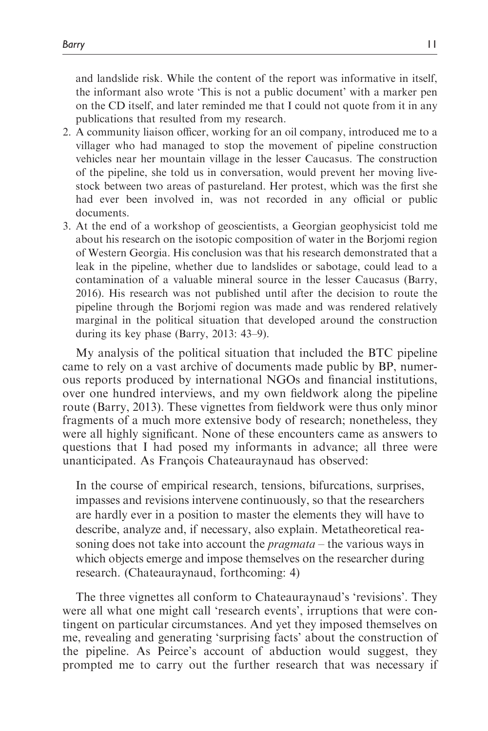and landslide risk. While the content of the report was informative in itself, the informant also wrote 'This is not a public document' with a marker pen on the CD itself, and later reminded me that I could not quote from it in any publications that resulted from my research.

2. A community liaison officer, working for an oil company, introduced me to a villager who had managed to stop the movement of pipeline construction vehicles near her mountain village in the lesser Caucasus. The construction of the pipeline, she told us in conversation, would prevent her moving livestock between two areas of pastureland. Her protest, which was the first she had ever been involved in, was not recorded in any official or public documents.
3. At the end of a workshop of geoscientists, a Georgian geophysicist told me about his research on the isotopic composition of water in the Borjomi region of Western Georgia. His conclusion was that his research demonstrated that a leak in the pipeline, whether due to landslides or sabotage, could lead to a contamination of a valuable mineral source in the lesser Caucasus (Barry, 2016). His research was not published until after the decision to route the pipeline through the Borjomi region was made and was rendered relatively marginal in the political situation that developed around the construction during its key phase (Barry, 2013: 43–9).

My analysis of the political situation that included the BTC pipeline came to rely on a vast archive of documents made public by BP, numerous reports produced by international NGOs and financial institutions, over one hundred interviews, and my own fieldwork along the pipeline route (Barry, 2013). These vignettes from fieldwork were thus only minor fragments of a much more extensive body of research; nonetheless, they were all highly significant. None of these encounters came as answers to questions that I had posed my informants in advance; all three were unanticipated. As François Chateauraynaud has observed:

> In the course of empirical research, tensions, bifurcations, surprises, impasses and revisions intervene continuously, so that the researchers are hardly ever in a position to master the elements they will have to describe, analyze and, if necessary, also explain. Metatheoretical reasoning does not take into account the *pragmata* – the various ways in which objects emerge and impose themselves on the researcher during research. (Chateauraynaud, forthcoming: 4)

The three vignettes all conform to Chateauraynaud's 'revisions'. They were all what one might call 'research events', irruptions that were contingent on particular circumstances. And yet they imposed themselves on me, revealing and generating 'surprising facts' about the construction of the pipeline. As Peirce's account of abduction would suggest, they prompted me to carry out the further research that was necessary if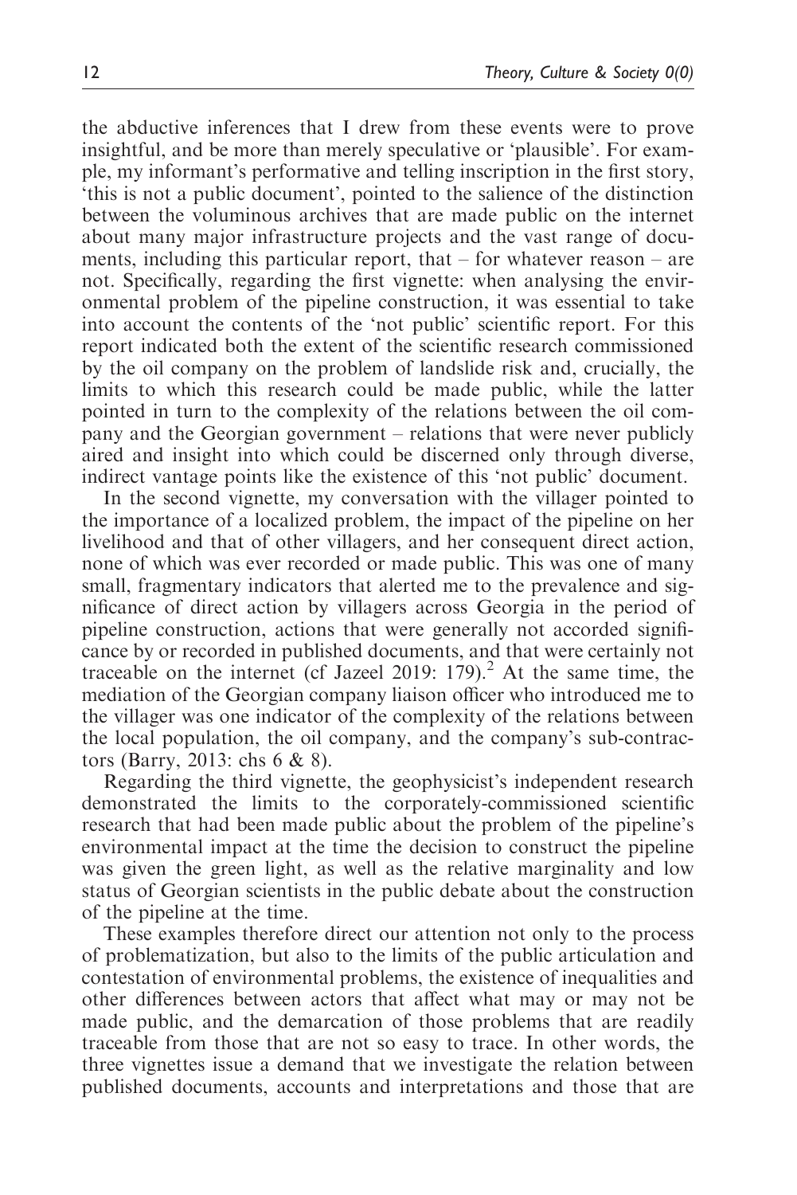the abductive inferences that I drew from these events were to prove insightful, and be more than merely speculative or 'plausible'. For example, my informant's performative and telling inscription in the first story, 'this is not a public document', pointed to the salience of the distinction between the voluminous archives that are made public on the internet about many major infrastructure projects and the vast range of documents, including this particular report, that – for whatever reason – are not. Specifically, regarding the first vignette: when analysing the environmental problem of the pipeline construction, it was essential to take into account the contents of the 'not public' scientific report. For this report indicated both the extent of the scientific research commissioned by the oil company on the problem of landslide risk and, crucially, the limits to which this research could be made public, while the latter pointed in turn to the complexity of the relations between the oil company and the Georgian government – relations that were never publicly aired and insight into which could be discerned only through diverse, indirect vantage points like the existence of this 'not public' document.

In the second vignette, my conversation with the villager pointed to the importance of a localized problem, the impact of the pipeline on her livelihood and that of other villagers, and her consequent direct action, none of which was ever recorded or made public. This was one of many small, fragmentary indicators that alerted me to the prevalence and significance of direct action by villagers across Georgia in the period of pipeline construction, actions that were generally not accorded significance by or recorded in published documents, and that were certainly not traceable on the internet (cf Jazeel 2019: 179).[2] At the same time, the mediation of the Georgian company liaison officer who introduced me to the villager was one indicator of the complexity of the relations between the local population, the oil company, and the company's sub-contractors (Barry, 2013: chs 6 & 8).

Regarding the third vignette, the geophysicist's independent research demonstrated the limits to the corporately-commissioned scientific research that had been made public about the problem of the pipeline's environmental impact at the time the decision to construct the pipeline was given the green light, as well as the relative marginality and low status of Georgian scientists in the public debate about the construction of the pipeline at the time.

These examples therefore direct our attention not only to the process of problematization, but also to the limits of the public articulation and contestation of environmental problems, the existence of inequalities and other differences between actors that affect what may or may not be made public, and the demarcation of those problems that are readily traceable from those that are not so easy to trace. In other words, the three vignettes issue a demand that we investigate the relation between published documents, accounts and interpretations and those that are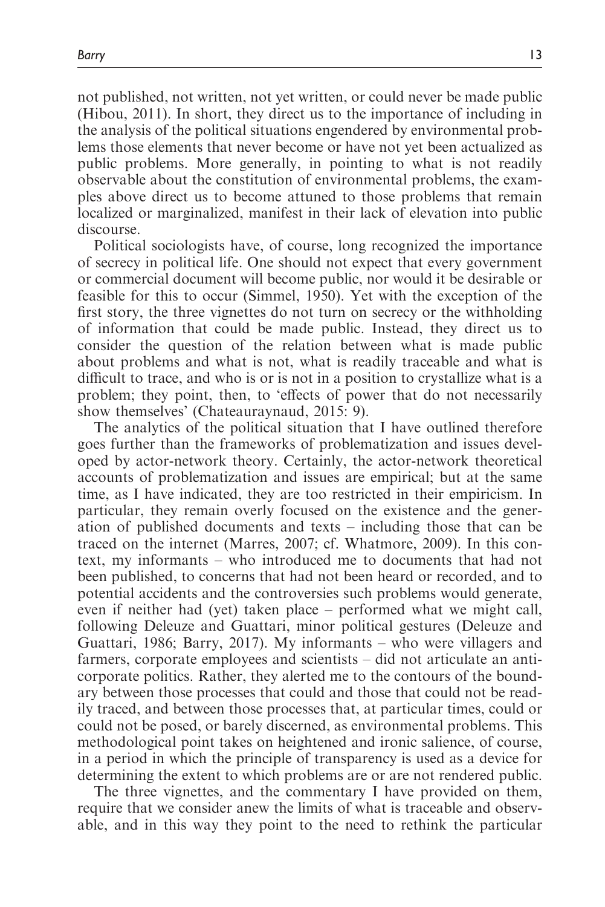not published, not written, not yet written, or could never be made public (Hibou, 2011). In short, they direct us to the importance of including in the analysis of the political situations engendered by environmental problems those elements that never become or have not yet been actualized as public problems. More generally, in pointing to what is not readily observable about the constitution of environmental problems, the examples above direct us to become attuned to those problems that remain localized or marginalized, manifest in their lack of elevation into public discourse.

Political sociologists have, of course, long recognized the importance of secrecy in political life. One should not expect that every government or commercial document will become public, nor would it be desirable or feasible for this to occur (Simmel, 1950). Yet with the exception of the first story, the three vignettes do not turn on secrecy or the withholding of information that could be made public. Instead, they direct us to consider the question of the relation between what is made public about problems and what is not, what is readily traceable and what is difficult to trace, and who is or is not in a position to crystallize what is a problem; they point, then, to 'effects of power that do not necessarily show themselves' (Chateauraynaud, 2015: 9).

The analytics of the political situation that I have outlined therefore goes further than the frameworks of problematization and issues developed by actor-network theory. Certainly, the actor-network theoretical accounts of problematization and issues are empirical; but at the same time, as I have indicated, they are too restricted in their empiricism. In particular, they remain overly focused on the existence and the generation of published documents and texts – including those that can be traced on the internet (Marres, 2007; cf. Whatmore, 2009). In this context, my informants – who introduced me to documents that had not been published, to concerns that had not been heard or recorded, and to potential accidents and the controversies such problems would generate, even if neither had (yet) taken place – performed what we might call, following Deleuze and Guattari, minor political gestures (Deleuze and Guattari, 1986; Barry, 2017). My informants – who were villagers and farmers, corporate employees and scientists – did not articulate an anti-corporate politics. Rather, they alerted me to the contours of the boundary between those processes that could and those that could not be readily traced, and between those processes that, at particular times, could or could not be posed, or barely discerned, as environmental problems. This methodological point takes on heightened and ironic salience, of course, in a period in which the principle of transparency is used as a device for determining the extent to which problems are or are not rendered public.

The three vignettes, and the commentary I have provided on them, require that we consider anew the limits of what is traceable and observable, and in this way they point to the need to rethink the particular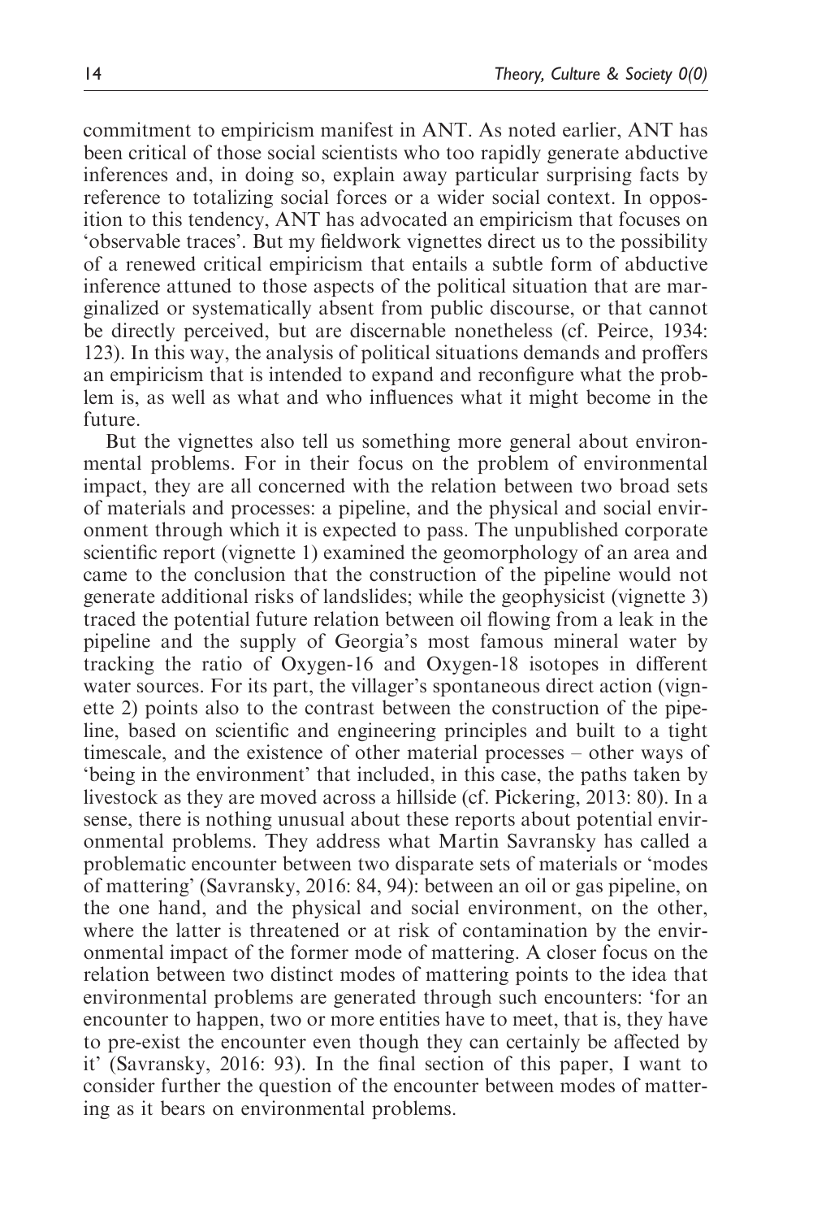commitment to empiricism manifest in ANT. As noted earlier, ANT has been critical of those social scientists who too rapidly generate abductive inferences and, in doing so, explain away particular surprising facts by reference to totalizing social forces or a wider social context. In opposition to this tendency, ANT has advocated an empiricism that focuses on 'observable traces'. But my fieldwork vignettes direct us to the possibility of a renewed critical empiricism that entails a subtle form of abductive inference attuned to those aspects of the political situation that are marginalized or systematically absent from public discourse, or that cannot be directly perceived, but are discernable nonetheless (cf. Peirce, 1934: 123). In this way, the analysis of political situations demands and proffers an empiricism that is intended to expand and reconfigure what the problem is, as well as what and who influences what it might become in the future.

But the vignettes also tell us something more general about environmental problems. For in their focus on the problem of environmental impact, they are all concerned with the relation between two broad sets of materials and processes: a pipeline, and the physical and social environment through which it is expected to pass. The unpublished corporate scientific report (vignette 1) examined the geomorphology of an area and came to the conclusion that the construction of the pipeline would not generate additional risks of landslides; while the geophysicist (vignette 3) traced the potential future relation between oil flowing from a leak in the pipeline and the supply of Georgia's most famous mineral water by tracking the ratio of Oxygen-16 and Oxygen-18 isotopes in different water sources. For its part, the villager's spontaneous direct action (vignette 2) points also to the contrast between the construction of the pipeline, based on scientific and engineering principles and built to a tight timescale, and the existence of other material processes – other ways of 'being in the environment' that included, in this case, the paths taken by livestock as they are moved across a hillside (cf. Pickering, 2013: 80). In a sense, there is nothing unusual about these reports about potential environmental problems. They address what Martin Savransky has called a problematic encounter between two disparate sets of materials or 'modes of mattering' (Savransky, 2016: 84, 94): between an oil or gas pipeline, on the one hand, and the physical and social environment, on the other, where the latter is threatened or at risk of contamination by the environmental impact of the former mode of mattering. A closer focus on the relation between two distinct modes of mattering points to the idea that environmental problems are generated through such encounters: 'for an encounter to happen, two or more entities have to meet, that is, they have to pre-exist the encounter even though they can certainly be affected by it' (Savransky, 2016: 93). In the final section of this paper, I want to consider further the question of the encounter between modes of mattering as it bears on environmental problems.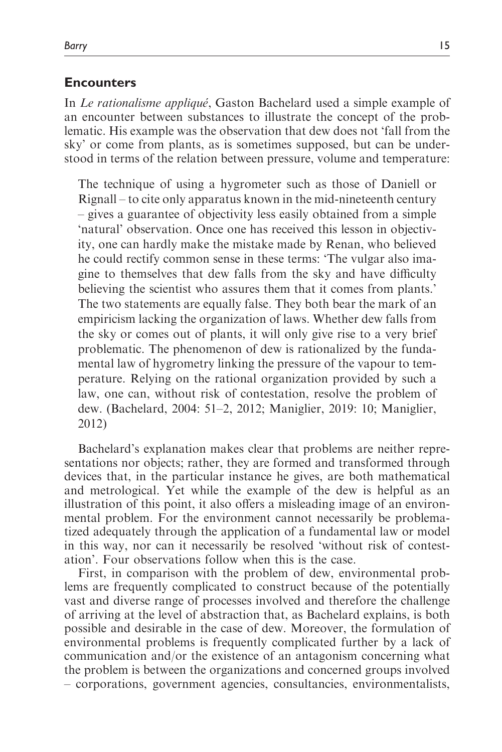## Encounters

In *Le rationalisme appliqué*, Gaston Bachelard used a simple example of an encounter between substances to illustrate the concept of the problematic. His example was the observation that dew does not 'fall from the sky' or come from plants, as is sometimes supposed, but can be understood in terms of the relation between pressure, volume and temperature:

> The technique of using a hygrometer such as those of Daniell or Rignall – to cite only apparatus known in the mid-nineteenth century – gives a guarantee of objectivity less easily obtained from a simple 'natural' observation. Once one has received this lesson in objectivity, one can hardly make the mistake made by Renan, who believed he could rectify common sense in these terms: 'The vulgar also imagine to themselves that dew falls from the sky and have difficulty believing the scientist who assures them that it comes from plants.' The two statements are equally false. They both bear the mark of an empiricism lacking the organization of laws. Whether dew falls from the sky or comes out of plants, it will only give rise to a very brief problematic. The phenomenon of dew is rationalized by the fundamental law of hygrometry linking the pressure of the vapour to temperature. Relying on the rational organization provided by such a law, one can, without risk of contestation, resolve the problem of dew. (Bachelard, 2004: 51–2, 2012; Maniglier, 2019: 10; Maniglier, 2012)

Bachelard's explanation makes clear that problems are neither representations nor objects; rather, they are formed and transformed through devices that, in the particular instance he gives, are both mathematical and metrological. Yet while the example of the dew is helpful as an illustration of this point, it also offers a misleading image of an environmental problem. For the environment cannot necessarily be problematized adequately through the application of a fundamental law or model in this way, nor can it necessarily be resolved 'without risk of contestation'. Four observations follow when this is the case.

First, in comparison with the problem of dew, environmental problems are frequently complicated to construct because of the potentially vast and diverse range of processes involved and therefore the challenge of arriving at the level of abstraction that, as Bachelard explains, is both possible and desirable in the case of dew. Moreover, the formulation of environmental problems is frequently complicated further by a lack of communication and/or the existence of an antagonism concerning what the problem is between the organizations and concerned groups involved – corporations, government agencies, consultancies, environmentalists,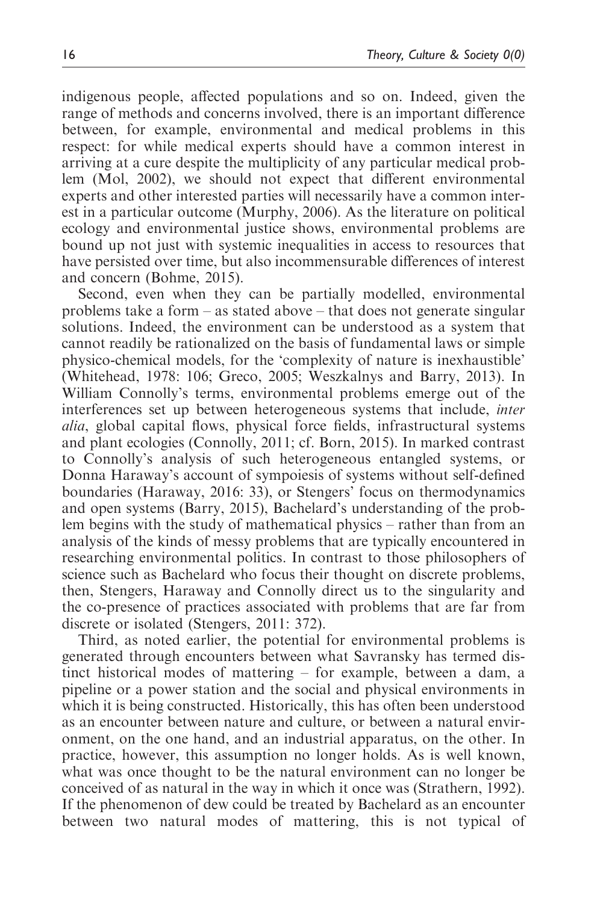indigenous people, affected populations and so on. Indeed, given the range of methods and concerns involved, there is an important difference between, for example, environmental and medical problems in this respect: for while medical experts should have a common interest in arriving at a cure despite the multiplicity of any particular medical problem (Mol, 2002), we should not expect that different environmental experts and other interested parties will necessarily have a common interest in a particular outcome (Murphy, 2006). As the literature on political ecology and environmental justice shows, environmental problems are bound up not just with systemic inequalities in access to resources that have persisted over time, but also incommensurable differences of interest and concern (Bohme, 2015).

Second, even when they can be partially modelled, environmental problems take a form – as stated above – that does not generate singular solutions. Indeed, the environment can be understood as a system that cannot readily be rationalized on the basis of fundamental laws or simple physico-chemical models, for the 'complexity of nature is inexhaustible' (Whitehead, 1978: 106; Greco, 2005; Weszkalnys and Barry, 2013). In William Connolly's terms, environmental problems emerge out of the interferences set up between heterogeneous systems that include, *inter alia*, global capital flows, physical force fields, infrastructural systems and plant ecologies (Connolly, 2011; cf. Born, 2015). In marked contrast to Connolly's analysis of such heterogeneous entangled systems, or Donna Haraway's account of sympoiesis of systems without self-defined boundaries (Haraway, 2016: 33), or Stengers' focus on thermodynamics and open systems (Barry, 2015), Bachelard's understanding of the problem begins with the study of mathematical physics – rather than from an analysis of the kinds of messy problems that are typically encountered in researching environmental politics. In contrast to those philosophers of science such as Bachelard who focus their thought on discrete problems, then, Stengers, Haraway and Connolly direct us to the singularity and the co-presence of practices associated with problems that are far from discrete or isolated (Stengers, 2011: 372).

Third, as noted earlier, the potential for environmental problems is generated through encounters between what Savransky has termed distinct historical modes of mattering – for example, between a dam, a pipeline or a power station and the social and physical environments in which it is being constructed. Historically, this has often been understood as an encounter between nature and culture, or between a natural environment, on the one hand, and an industrial apparatus, on the other. In practice, however, this assumption no longer holds. As is well known, what was once thought to be the natural environment can no longer be conceived of as natural in the way in which it once was (Strathern, 1992). If the phenomenon of dew could be treated by Bachelard as an encounter between two natural modes of mattering, this is not typical of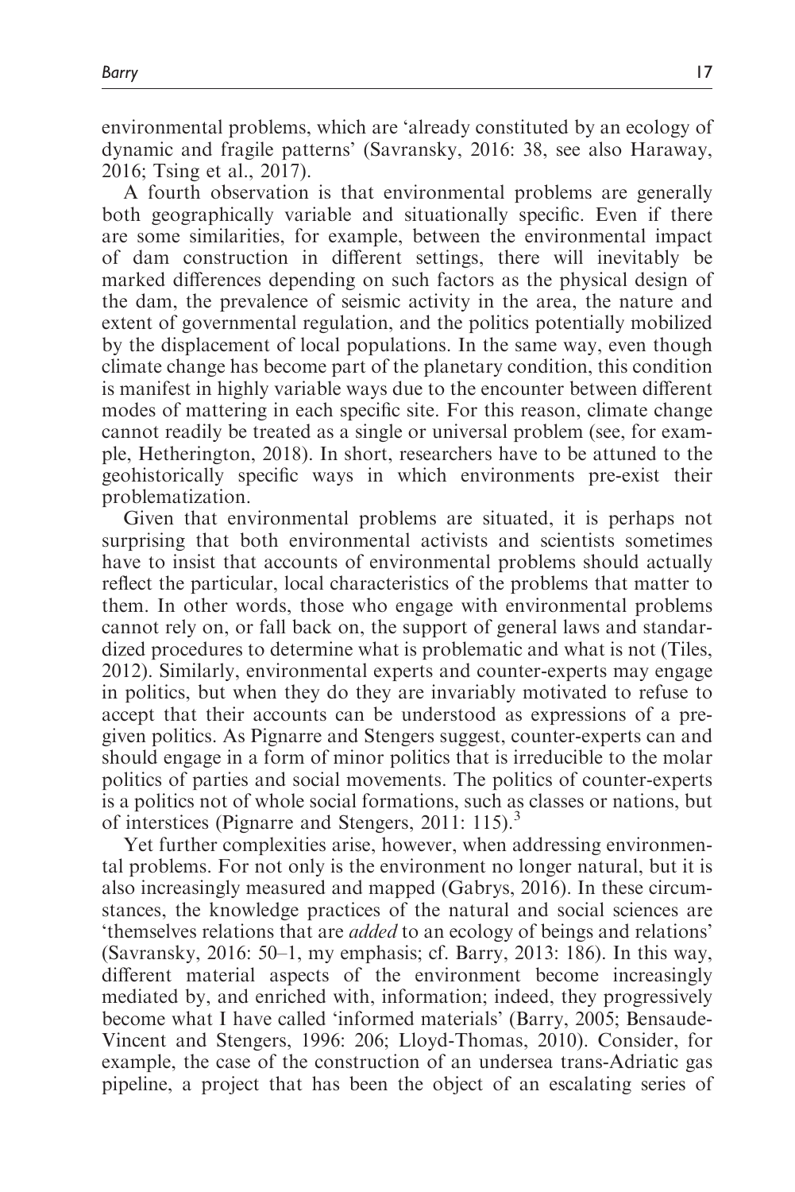environmental problems, which are 'already constituted by an ecology of dynamic and fragile patterns' (Savransky, 2016: 38, see also Haraway, 2016; Tsing et al., 2017).

A fourth observation is that environmental problems are generally both geographically variable and situationally specific. Even if there are some similarities, for example, between the environmental impact of dam construction in different settings, there will inevitably be marked differences depending on such factors as the physical design of the dam, the prevalence of seismic activity in the area, the nature and extent of governmental regulation, and the politics potentially mobilized by the displacement of local populations. In the same way, even though climate change has become part of the planetary condition, this condition is manifest in highly variable ways due to the encounter between different modes of mattering in each specific site. For this reason, climate change cannot readily be treated as a single or universal problem (see, for example, Hetherington, 2018). In short, researchers have to be attuned to the geohistorically specific ways in which environments pre-exist their problematization.

Given that environmental problems are situated, it is perhaps not surprising that both environmental activists and scientists sometimes have to insist that accounts of environmental problems should actually reflect the particular, local characteristics of the problems that matter to them. In other words, those who engage with environmental problems cannot rely on, or fall back on, the support of general laws and standardized procedures to determine what is problematic and what is not (Tiles, 2012). Similarly, environmental experts and counter-experts may engage in politics, but when they do they are invariably motivated to refuse to accept that their accounts can be understood as expressions of a pre-given politics. As Pignarre and Stengers suggest, counter-experts can and should engage in a form of minor politics that is irreducible to the molar politics of parties and social movements. The politics of counter-experts is a politics not of whole social formations, such as classes or nations, but of interstices (Pignarre and Stengers, 2011: 115).[3]

Yet further complexities arise, however, when addressing environmental problems. For not only is the environment no longer natural, but it is also increasingly measured and mapped (Gabrys, 2016). In these circumstances, the knowledge practices of the natural and social sciences are 'themselves relations that are *added* to an ecology of beings and relations' (Savransky, 2016: 50–1, my emphasis; cf. Barry, 2013: 186). In this way, different material aspects of the environment become increasingly mediated by, and enriched with, information; indeed, they progressively become what I have called 'informed materials' (Barry, 2005; Bensaude-Vincent and Stengers, 1996: 206; Lloyd-Thomas, 2010). Consider, for example, the case of the construction of an undersea trans-Adriatic gas pipeline, a project that has been the object of an escalating series of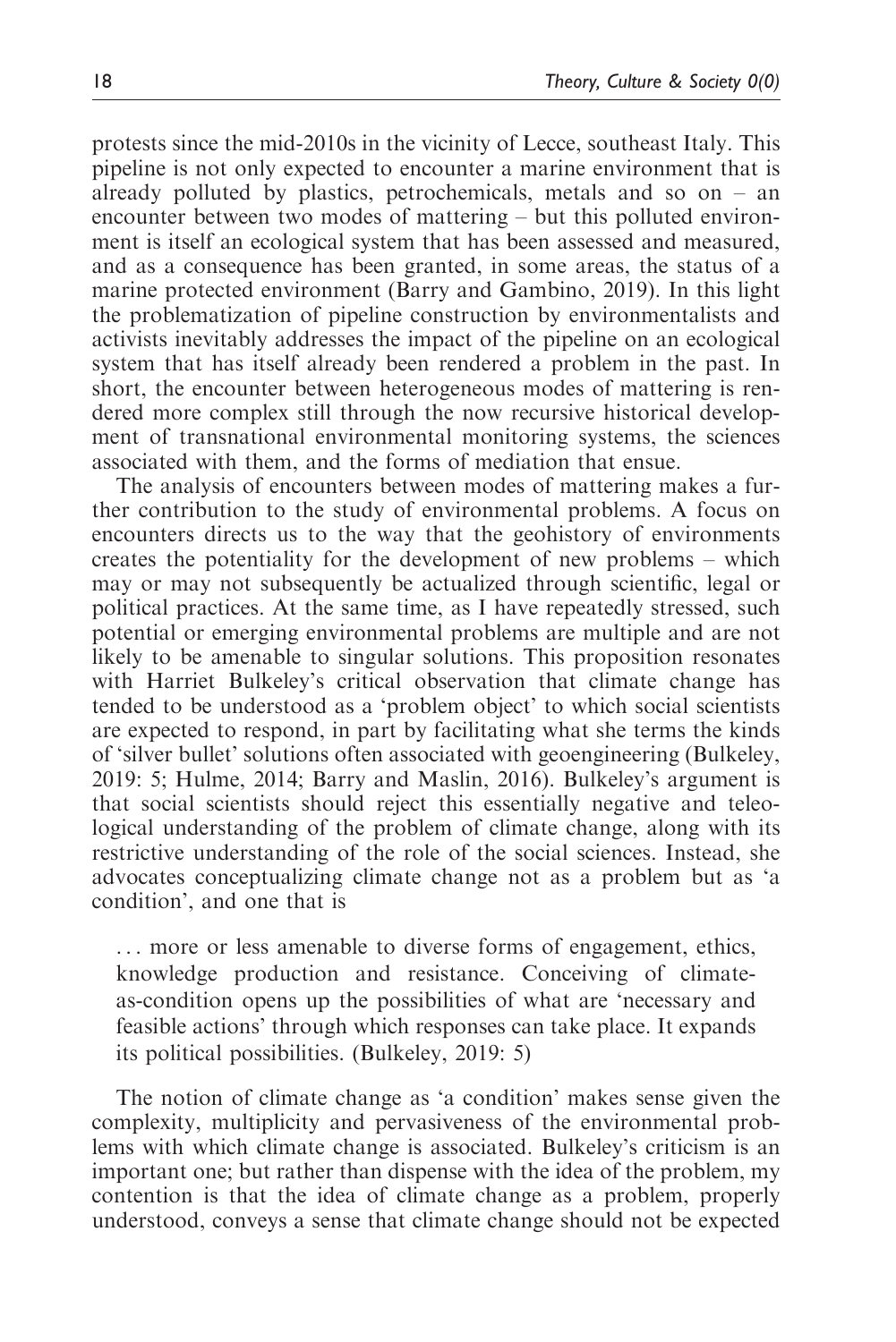protests since the mid-2010s in the vicinity of Lecce, southeast Italy. This pipeline is not only expected to encounter a marine environment that is already polluted by plastics, petrochemicals, metals and so on – an encounter between two modes of mattering – but this polluted environment is itself an ecological system that has been assessed and measured, and as a consequence has been granted, in some areas, the status of a marine protected environment (Barry and Gambino, 2019). In this light the problematization of pipeline construction by environmentalists and activists inevitably addresses the impact of the pipeline on an ecological system that has itself already been rendered a problem in the past. In short, the encounter between heterogeneous modes of mattering is rendered more complex still through the now recursive historical development of transnational environmental monitoring systems, the sciences associated with them, and the forms of mediation that ensue.

The analysis of encounters between modes of mattering makes a further contribution to the study of environmental problems. A focus on encounters directs us to the way that the geohistory of environments creates the potentiality for the development of new problems – which may or may not subsequently be actualized through scientific, legal or political practices. At the same time, as I have repeatedly stressed, such potential or emerging environmental problems are multiple and are not likely to be amenable to singular solutions. This proposition resonates with Harriet Bulkeley's critical observation that climate change has tended to be understood as a 'problem object' to which social scientists are expected to respond, in part by facilitating what she terms the kinds of 'silver bullet' solutions often associated with geoengineering (Bulkeley, 2019: 5; Hulme, 2014; Barry and Maslin, 2016). Bulkeley's argument is that social scientists should reject this essentially negative and teleological understanding of the problem of climate change, along with its restrictive understanding of the role of the social sciences. Instead, she advocates conceptualizing climate change not as a problem but as 'a condition', and one that is

> ... more or less amenable to diverse forms of engagement, ethics, knowledge production and resistance. Conceiving of climate-as-condition opens up the possibilities of what are 'necessary and feasible actions' through which responses can take place. It expands its political possibilities. (Bulkeley, 2019: 5)

The notion of climate change as 'a condition' makes sense given the complexity, multiplicity and pervasiveness of the environmental problems with which climate change is associated. Bulkeley's criticism is an important one; but rather than dispense with the idea of the problem, my contention is that the idea of climate change as a problem, properly understood, conveys a sense that climate change should not be expected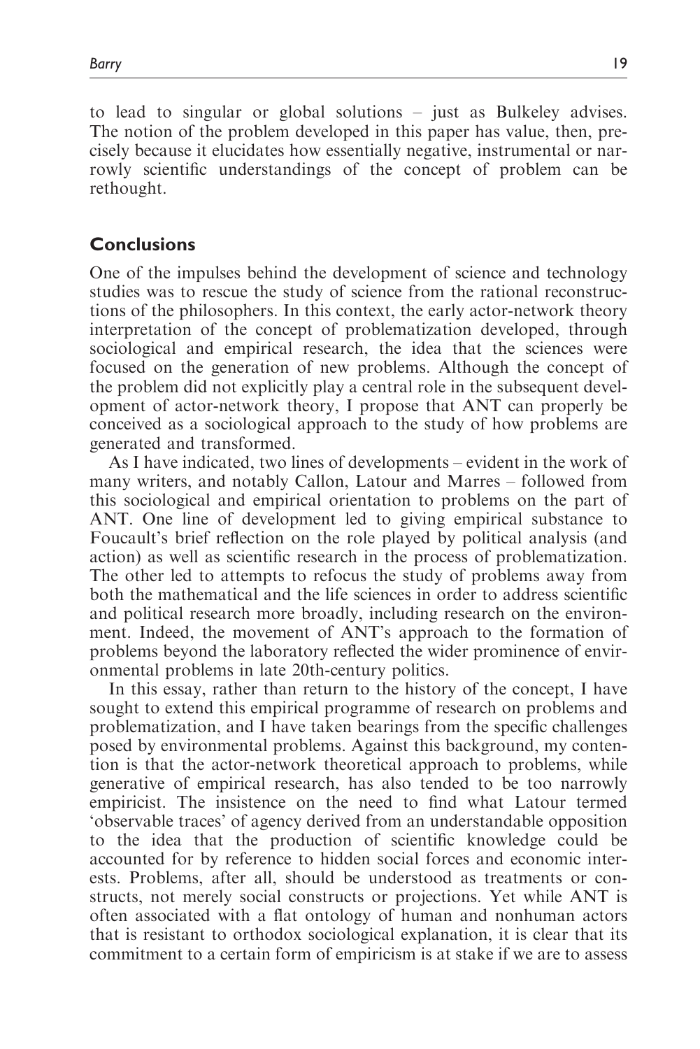to lead to singular or global solutions – just as Bulkeley advises. The notion of the problem developed in this paper has value, then, precisely because it elucidates how essentially negative, instrumental or narrowly scientific understandings of the concept of problem can be rethought.

## Conclusions

One of the impulses behind the development of science and technology studies was to rescue the study of science from the rational reconstructions of the philosophers. In this context, the early actor-network theory interpretation of the concept of problematization developed, through sociological and empirical research, the idea that the sciences were focused on the generation of new problems. Although the concept of the problem did not explicitly play a central role in the subsequent development of actor-network theory, I propose that ANT can properly be conceived as a sociological approach to the study of how problems are generated and transformed.

As I have indicated, two lines of developments – evident in the work of many writers, and notably Callon, Latour and Marres – followed from this sociological and empirical orientation to problems on the part of ANT. One line of development led to giving empirical substance to Foucault's brief reflection on the role played by political analysis (and action) as well as scientific research in the process of problematization. The other led to attempts to refocus the study of problems away from both the mathematical and the life sciences in order to address scientific and political research more broadly, including research on the environment. Indeed, the movement of ANT's approach to the formation of problems beyond the laboratory reflected the wider prominence of environmental problems in late 20th-century politics.

In this essay, rather than return to the history of the concept, I have sought to extend this empirical programme of research on problems and problematization, and I have taken bearings from the specific challenges posed by environmental problems. Against this background, my contention is that the actor-network theoretical approach to problems, while generative of empirical research, has also tended to be too narrowly empiricist. The insistence on the need to find what Latour termed 'observable traces' of agency derived from an understandable opposition to the idea that the production of scientific knowledge could be accounted for by reference to hidden social forces and economic interests. Problems, after all, should be understood as treatments or constructs, not merely social constructs or projections. Yet while ANT is often associated with a flat ontology of human and nonhuman actors that is resistant to orthodox sociological explanation, it is clear that its commitment to a certain form of empiricism is at stake if we are to assess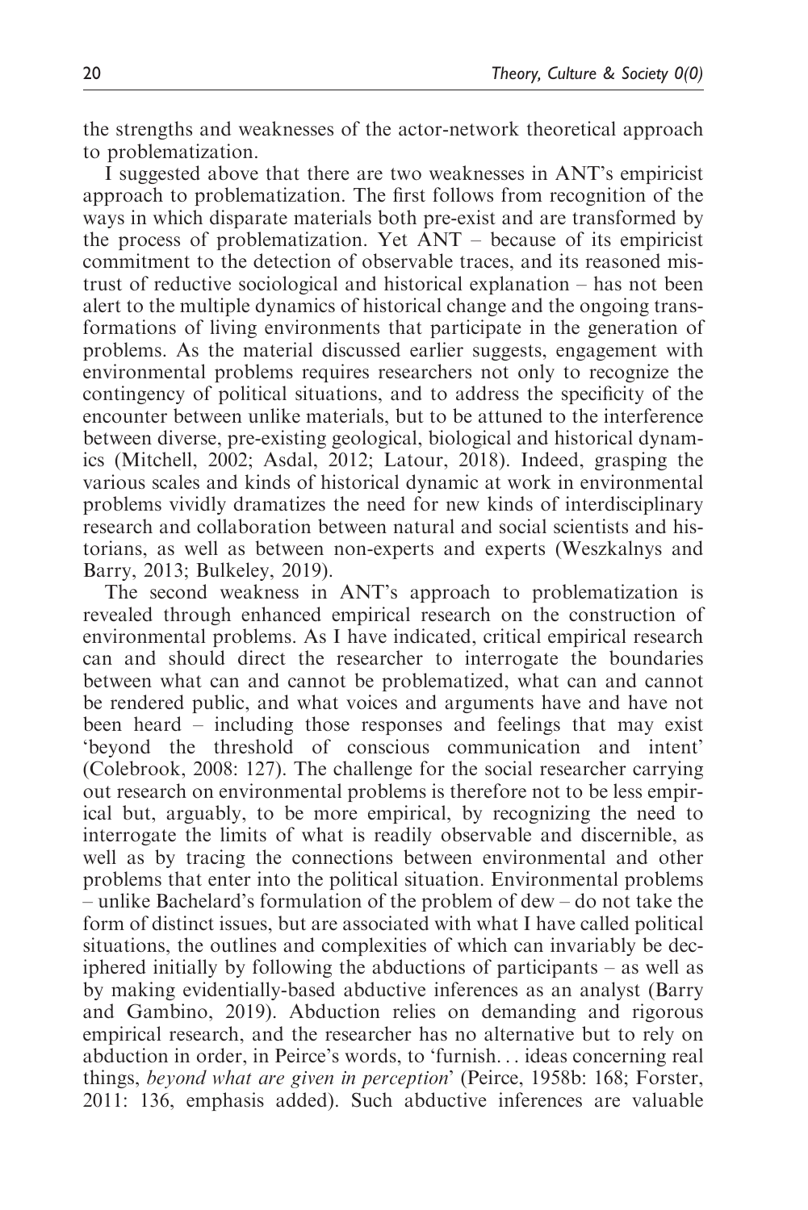the strengths and weaknesses of the actor-network theoretical approach to problematization.

I suggested above that there are two weaknesses in ANT's empiricist approach to problematization. The first follows from recognition of the ways in which disparate materials both pre-exist and are transformed by the process of problematization. Yet ANT – because of its empiricist commitment to the detection of observable traces, and its reasoned mistrust of reductive sociological and historical explanation – has not been alert to the multiple dynamics of historical change and the ongoing transformations of living environments that participate in the generation of problems. As the material discussed earlier suggests, engagement with environmental problems requires researchers not only to recognize the contingency of political situations, and to address the specificity of the encounter between unlike materials, but to be attuned to the interference between diverse, pre-existing geological, biological and historical dynamics (Mitchell, 2002; Asdal, 2012; Latour, 2018). Indeed, grasping the various scales and kinds of historical dynamic at work in environmental problems vividly dramatizes the need for new kinds of interdisciplinary research and collaboration between natural and social scientists and historians, as well as between non-experts and experts (Weszkalnys and Barry, 2013; Bulkeley, 2019).

The second weakness in ANT's approach to problematization is revealed through enhanced empirical research on the construction of environmental problems. As I have indicated, critical empirical research can and should direct the researcher to interrogate the boundaries between what can and cannot be problematized, what can and cannot be rendered public, and what voices and arguments have and have not been heard – including those responses and feelings that may exist 'beyond the threshold of conscious communication and intent' (Colebrook, 2008: 127). The challenge for the social researcher carrying out research on environmental problems is therefore not to be less empirical but, arguably, to be more empirical, by recognizing the need to interrogate the limits of what is readily observable and discernible, as well as by tracing the connections between environmental and other problems that enter into the political situation. Environmental problems – unlike Bachelard's formulation of the problem of dew – do not take the form of distinct issues, but are associated with what I have called political situations, the outlines and complexities of which can invariably be deciphered initially by following the abductions of participants – as well as by making evidentially-based abductive inferences as an analyst (Barry and Gambino, 2019). Abduction relies on demanding and rigorous empirical research, and the researcher has no alternative but to rely on abduction in order, in Peirce's words, to 'furnish... ideas concerning real things, *beyond what are given in perception*' (Peirce, 1958b: 168; Forster, 2011: 136, emphasis added). Such abductive inferences are valuable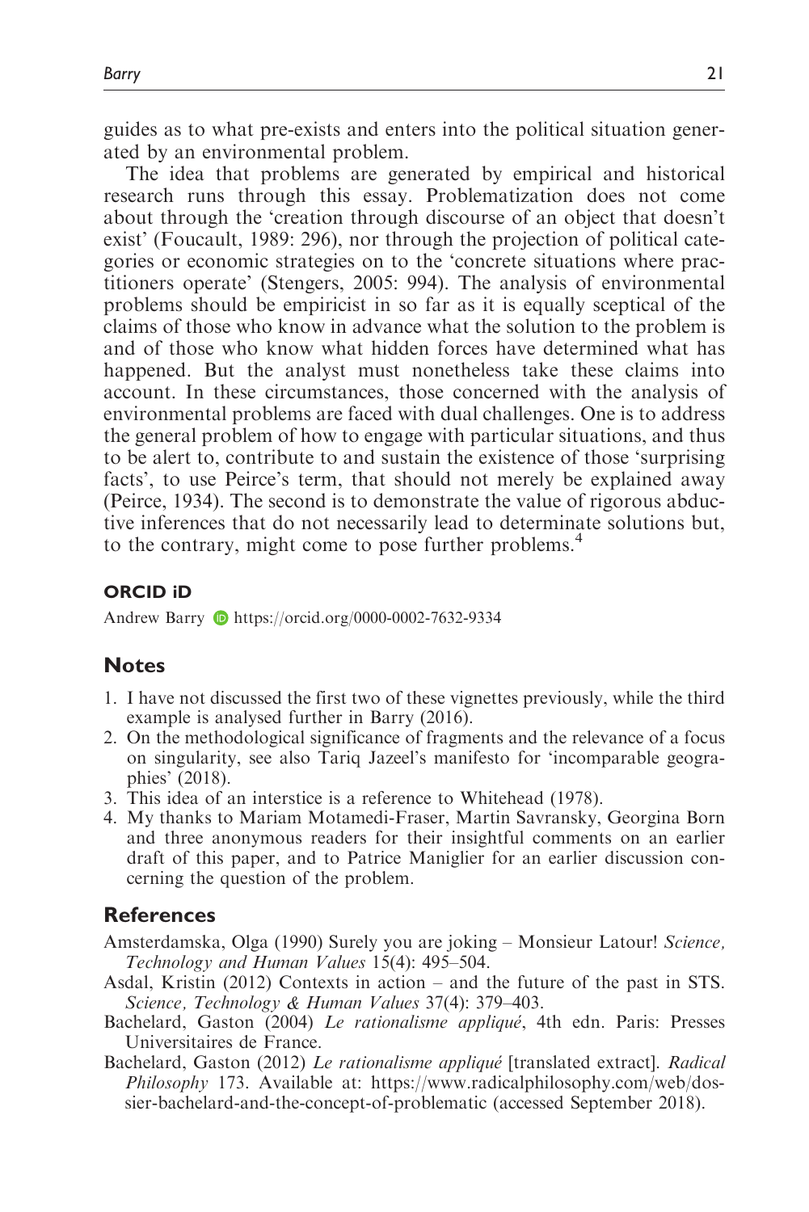guides as to what pre-exists and enters into the political situation generated by an environmental problem.

The idea that problems are generated by empirical and historical research runs through this essay. Problematization does not come about through the 'creation through discourse of an object that doesn't exist' (Foucault, 1989: 296), nor through the projection of political categories or economic strategies on to the 'concrete situations where practitioners operate' (Stengers, 2005: 994). The analysis of environmental problems should be empiricist in so far as it is equally sceptical of the claims of those who know in advance what the solution to the problem is and of those who know what hidden forces have determined what has happened. But the analyst must nonetheless take these claims into account. In these circumstances, those concerned with the analysis of environmental problems are faced with dual challenges. One is to address the general problem of how to engage with particular situations, and thus to be alert to, contribute to and sustain the existence of those 'surprising facts', to use Peirce's term, that should not merely be explained away (Peirce, 1934). The second is to demonstrate the value of rigorous abductive inferences that do not necessarily lead to determinate solutions but, to the contrary, might come to pose further problems.[4]

### ORCID iD

Andrew Barry https://orcid.org/0000-0002-7632-9334

## Notes

1. I have not discussed the first two of these vignettes previously, while the third example is analysed further in Barry (2016).
2. On the methodological significance of fragments and the relevance of a focus on singularity, see also Tariq Jazeel's manifesto for 'incomparable geographies' (2018).
3. This idea of an interstice is a reference to Whitehead (1978).
4. My thanks to Mariam Motamedi-Fraser, Martin Savransky, Georgina Born and three anonymous readers for their insightful comments on an earlier draft of this paper, and to Patrice Maniglier for an earlier discussion concerning the question of the problem.

## References

Amsterdamska, Olga (1990) Surely you are joking – Monsieur Latour! *Science, Technology and Human Values* 15(4): 495–504.

Asdal, Kristin (2012) Contexts in action – and the future of the past in STS. *Science, Technology & Human Values* 37(4): 379–403.

Bachelard, Gaston (2004) *Le rationalisme appliqué*, 4th edn. Paris: Presses Universitaires de France.

Bachelard, Gaston (2012) *Le rationalisme appliqué* [translated extract]. *Radical Philosophy* 173. Available at: https://www.radicalphilosophy.com/web/dossier-bachelard-and-the-concept-of-problematic (accessed September 2018).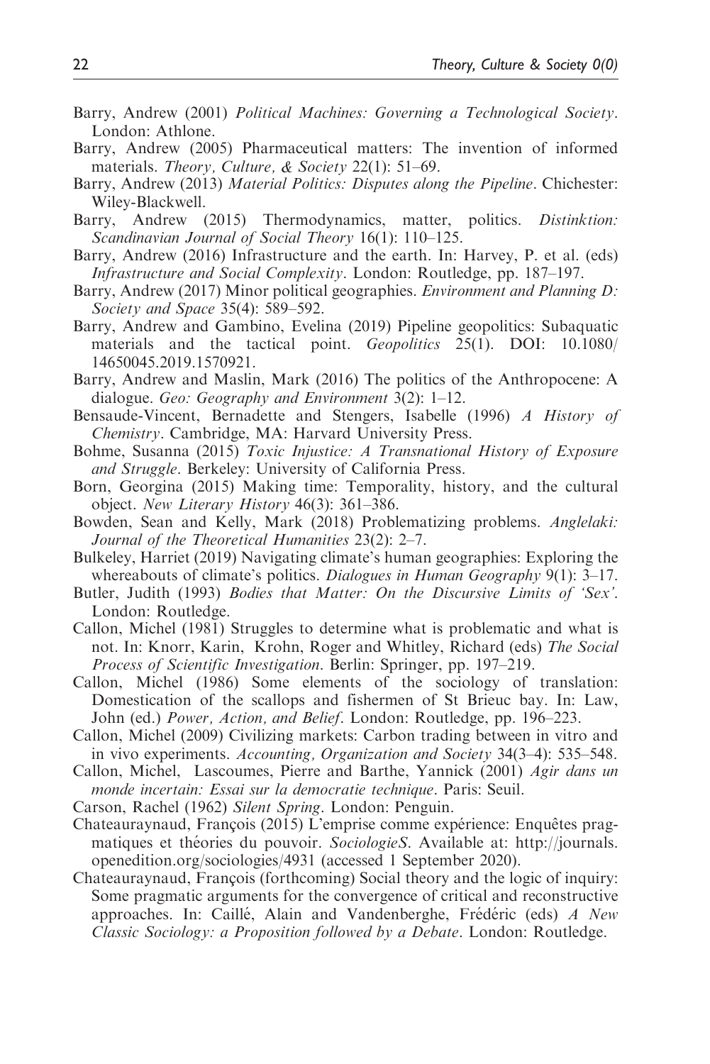Barry, Andrew (2001) *Political Machines: Governing a Technological Society*. London: Athlone.

Barry, Andrew (2005) Pharmaceutical matters: The invention of informed materials. *Theory, Culture, & Society* 22(1): 51–69.

Barry, Andrew (2013) *Material Politics: Disputes along the Pipeline*. Chichester: Wiley-Blackwell.

Barry, Andrew (2015) Thermodynamics, matter, politics. *Distinktion: Scandinavian Journal of Social Theory* 16(1): 110–125.

Barry, Andrew (2016) Infrastructure and the earth. In: Harvey, P. et al. (eds) *Infrastructure and Social Complexity*. London: Routledge, pp. 187–197.

Barry, Andrew (2017) Minor political geographies. *Environment and Planning D: Society and Space* 35(4): 589–592.

Barry, Andrew and Gambino, Evelina (2019) Pipeline geopolitics: Subaquatic materials and the tactical point. *Geopolitics* 25(1). DOI: 10.1080/14650045.2019.1570921.

Barry, Andrew and Maslin, Mark (2016) The politics of the Anthropocene: A dialogue. *Geo: Geography and Environment* 3(2): 1–12.

Bensaude-Vincent, Bernadette and Stengers, Isabelle (1996) *A History of Chemistry*. Cambridge, MA: Harvard University Press.

Bohme, Susanna (2015) *Toxic Injustice: A Transnational History of Exposure and Struggle*. Berkeley: University of California Press.

Born, Georgina (2015) Making time: Temporality, history, and the cultural object. *New Literary History* 46(3): 361–386.

Bowden, Sean and Kelly, Mark (2018) Problematizing problems. *Anglelaki: Journal of the Theoretical Humanities* 23(2): 2–7.

Bulkeley, Harriet (2019) Navigating climate's human geographies: Exploring the whereabouts of climate's politics. *Dialogues in Human Geography* 9(1): 3–17.

Butler, Judith (1993) *Bodies that Matter: On the Discursive Limits of 'Sex'*. London: Routledge.

Callon, Michel (1981) Struggles to determine what is problematic and what is not. In: Knorr, Karin, Krohn, Roger and Whitley, Richard (eds) *The Social Process of Scientific Investigation*. Berlin: Springer, pp. 197–219.

Callon, Michel (1986) Some elements of the sociology of translation: Domestication of the scallops and fishermen of St Brieuc bay. In: Law, John (ed.) *Power, Action, and Belief*. London: Routledge, pp. 196–223.

Callon, Michel (2009) Civilizing markets: Carbon trading between in vitro and in vivo experiments. *Accounting, Organization and Society* 34(3–4): 535–548.

Callon, Michel, Lascoumes, Pierre and Barthe, Yannick (2001) *Agir dans un monde incertain: Essai sur la democratie technique*. Paris: Seuil.

Carson, Rachel (1962) *Silent Spring*. London: Penguin.

Chateauraynaud, François (2015) L'emprise comme expérience: Enquêtes pragmatiques et théories du pouvoir. *SociologieS*. Available at: http://journals.openedition.org/sociologies/4931 (accessed 1 September 2020).

Chateauraynaud, François (forthcoming) Social theory and the logic of inquiry: Some pragmatic arguments for the convergence of critical and reconstructive approaches. In: Caillé, Alain and Vandenberghe, Frédéric (eds) *A New Classic Sociology: a Proposition followed by a Debate*. London: Routledge.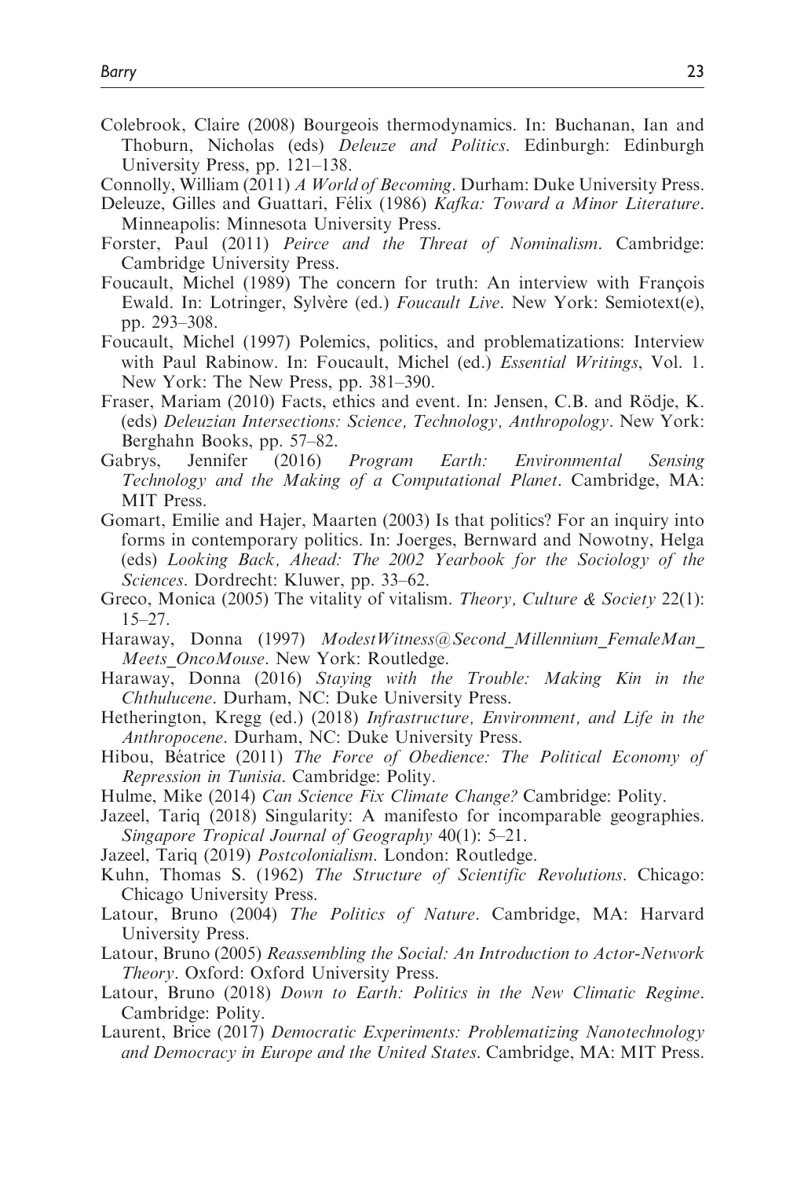Colebrook, Claire (2008) Bourgeois thermodynamics. In: Buchanan, Ian and Thoburn, Nicholas (eds) *Deleuze and Politics*. Edinburgh: Edinburgh University Press, pp. 121–138.

Connolly, William (2011) *A World of Becoming*. Durham: Duke University Press.

Deleuze, Gilles and Guattari, Félix (1986) *Kafka: Toward a Minor Literature*. Minneapolis: Minnesota University Press.

Forster, Paul (2011) *Peirce and the Threat of Nominalism*. Cambridge: Cambridge University Press.

Foucault, Michel (1989) The concern for truth: An interview with François Ewald. In: Lotringer, Sylvère (ed.) *Foucault Live*. New York: Semiotext(e), pp. 293–308.

Foucault, Michel (1997) Polemics, politics, and problematizations: Interview with Paul Rabinow. In: Foucault, Michel (ed.) *Essential Writings*, Vol. 1. New York: The New Press, pp. 381–390.

Fraser, Mariam (2010) Facts, ethics and event. In: Jensen, C.B. and Rödje, K. (eds) *Deleuzian Intersections: Science, Technology, Anthropology*. New York: Berghahn Books, pp. 57–82.

Gabrys, Jennifer (2016) *Program Earth: Environmental Sensing Technology and the Making of a Computational Planet*. Cambridge, MA: MIT Press.

Gomart, Emilie and Hajer, Maarten (2003) Is that politics? For an inquiry into forms in contemporary politics. In: Joerges, Bernward and Nowotny, Helga (eds) *Looking Back, Ahead: The 2002 Yearbook for the Sociology of the Sciences*. Dordrecht: Kluwer, pp. 33–62.

Greco, Monica (2005) The vitality of vitalism. *Theory, Culture & Society* 22(1): 15–27.

Haraway, Donna (1997) *ModestWitness@Second_Millennium_FemaleMan_Meets_OncoMouse*. New York: Routledge.

Haraway, Donna (2016) *Staying with the Trouble: Making Kin in the Chthulucene*. Durham, NC: Duke University Press.

Hetherington, Kregg (ed.) (2018) *Infrastructure, Environment, and Life in the Anthropocene*. Durham, NC: Duke University Press.

Hibou, Béatrice (2011) *The Force of Obedience: The Political Economy of Repression in Tunisia*. Cambridge: Polity.

Hulme, Mike (2014) *Can Science Fix Climate Change?* Cambridge: Polity.

Jazeel, Tariq (2018) Singularity: A manifesto for incomparable geographies. *Singapore Tropical Journal of Geography* 40(1): 5–21.

Jazeel, Tariq (2019) *Postcolonialism*. London: Routledge.

Kuhn, Thomas S. (1962) *The Structure of Scientific Revolutions*. Chicago: Chicago University Press.

Latour, Bruno (2004) *The Politics of Nature*. Cambridge, MA: Harvard University Press.

Latour, Bruno (2005) *Reassembling the Social: An Introduction to Actor-Network Theory*. Oxford: Oxford University Press.

Latour, Bruno (2018) *Down to Earth: Politics in the New Climatic Regime*. Cambridge: Polity.

Laurent, Brice (2017) *Democratic Experiments: Problematizing Nanotechnology and Democracy in Europe and the United States*. Cambridge, MA: MIT Press.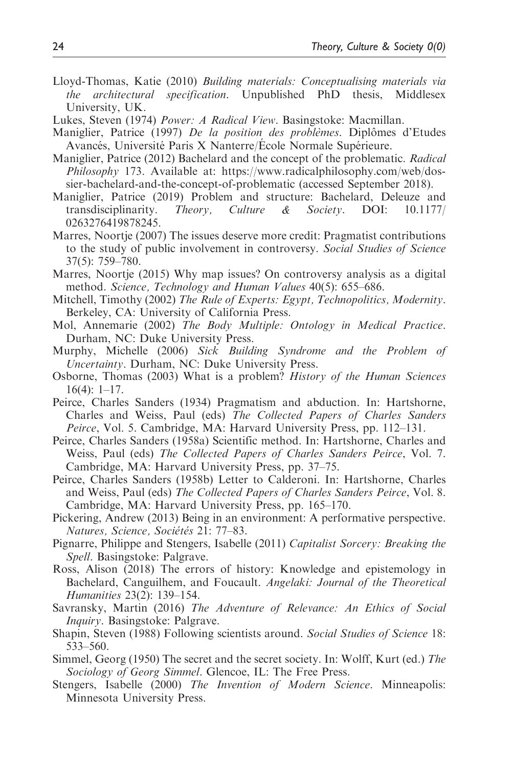Lloyd-Thomas, Katie (2010) *Building materials: Conceptualising materials via the architectural specification*. Unpublished PhD thesis, Middlesex University, UK.

Lukes, Steven (1974) *Power: A Radical View*. Basingstoke: Macmillan.

Maniglier, Patrice (1997) *De la position des problèmes*. Diplômes d'Etudes Avancés, Université Paris X Nanterre/École Normale Supérieure.

Maniglier, Patrice (2012) Bachelard and the concept of the problematic. *Radical Philosophy* 173. Available at: https://www.radicalphilosophy.com/web/dossier-bachelard-and-the-concept-of-problematic (accessed September 2018).

Maniglier, Patrice (2019) Problem and structure: Bachelard, Deleuze and transdisciplinarity. *Theory, Culture & Society*. DOI: 10.1177/0263276419878245.

Marres, Noortje (2007) The issues deserve more credit: Pragmatist contributions to the study of public involvement in controversy. *Social Studies of Science* 37(5): 759–780.

Marres, Noortje (2015) Why map issues? On controversy analysis as a digital method. *Science, Technology and Human Values* 40(5): 655–686.

Mitchell, Timothy (2002) *The Rule of Experts: Egypt, Technopolitics, Modernity*. Berkeley, CA: University of California Press.

Mol, Annemarie (2002) *The Body Multiple: Ontology in Medical Practice*. Durham, NC: Duke University Press.

Murphy, Michelle (2006) *Sick Building Syndrome and the Problem of Uncertainty*. Durham, NC: Duke University Press.

Osborne, Thomas (2003) What is a problem? *History of the Human Sciences* 16(4): 1–17.

Peirce, Charles Sanders (1934) Pragmatism and abduction. In: Hartshorne, Charles and Weiss, Paul (eds) *The Collected Papers of Charles Sanders Peirce*, Vol. 5. Cambridge, MA: Harvard University Press, pp. 112–131.

Peirce, Charles Sanders (1958a) Scientific method. In: Hartshorne, Charles and Weiss, Paul (eds) *The Collected Papers of Charles Sanders Peirce*, Vol. 7. Cambridge, MA: Harvard University Press, pp. 37–75.

Peirce, Charles Sanders (1958b) Letter to Calderoni. In: Hartshorne, Charles and Weiss, Paul (eds) *The Collected Papers of Charles Sanders Peirce*, Vol. 8. Cambridge, MA: Harvard University Press, pp. 165–170.

Pickering, Andrew (2013) Being in an environment: A performative perspective. *Natures, Science, Sociétés* 21: 77–83.

Pignarre, Philippe and Stengers, Isabelle (2011) *Capitalist Sorcery: Breaking the Spell*. Basingstoke: Palgrave.

Ross, Alison (2018) The errors of history: Knowledge and epistemology in Bachelard, Canguilhem, and Foucault. *Angelaki: Journal of the Theoretical Humanities* 23(2): 139–154.

Savransky, Martin (2016) *The Adventure of Relevance: An Ethics of Social Inquiry*. Basingstoke: Palgrave.

Shapin, Steven (1988) Following scientists around. *Social Studies of Science* 18: 533–560.

Simmel, Georg (1950) The secret and the secret society. In: Wolff, Kurt (ed.) *The Sociology of Georg Simmel*. Glencoe, IL: The Free Press.

Stengers, Isabelle (2000) *The Invention of Modern Science*. Minneapolis: Minnesota University Press.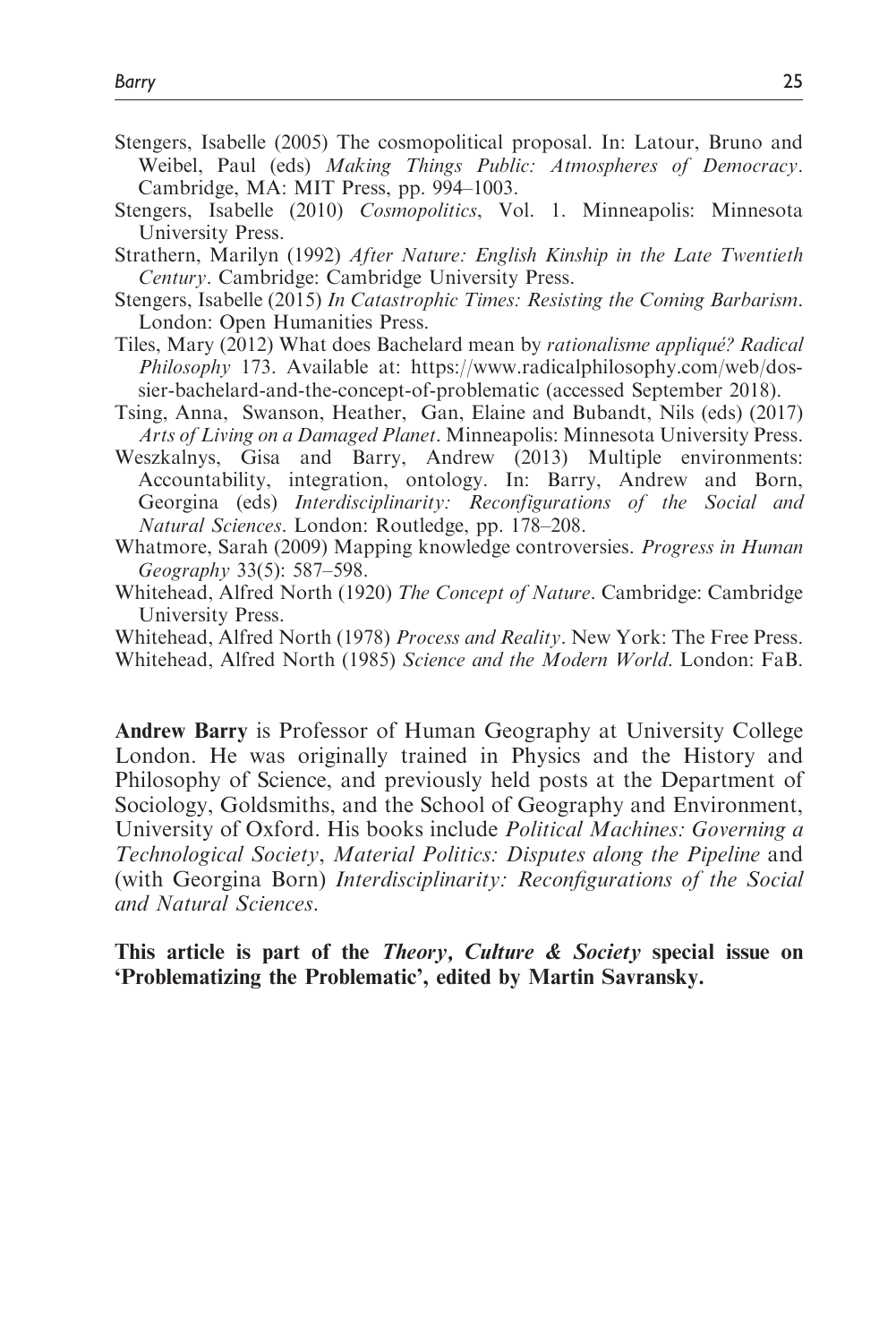Stengers, Isabelle (2005) The cosmopolitical proposal. In: Latour, Bruno and Weibel, Paul (eds) *Making Things Public: Atmospheres of Democracy*. Cambridge, MA: MIT Press, pp. 994–1003.

Stengers, Isabelle (2010) *Cosmopolitics*, Vol. 1. Minneapolis: Minnesota University Press.

Strathern, Marilyn (1992) *After Nature: English Kinship in the Late Twentieth Century*. Cambridge: Cambridge University Press.

Stengers, Isabelle (2015) *In Catastrophic Times: Resisting the Coming Barbarism*. London: Open Humanities Press.

Tiles, Mary (2012) What does Bachelard mean by *rationalisme appliqué? Radical Philosophy* 173. Available at: https://www.radicalphilosophy.com/web/dossier-bachelard-and-the-concept-of-problematic (accessed September 2018).

Tsing, Anna, Swanson, Heather, Gan, Elaine and Bubandt, Nils (eds) (2017) *Arts of Living on a Damaged Planet*. Minneapolis: Minnesota University Press.

Weszkalnys, Gisa and Barry, Andrew (2013) Multiple environments: Accountability, integration, ontology. In: Barry, Andrew and Born, Georgina (eds) *Interdisciplinarity: Reconfigurations of the Social and Natural Sciences*. London: Routledge, pp. 178–208.

Whatmore, Sarah (2009) Mapping knowledge controversies. *Progress in Human Geography* 33(5): 587–598.

Whitehead, Alfred North (1920) *The Concept of Nature*. Cambridge: Cambridge University Press.

Whitehead, Alfred North (1978) *Process and Reality*. New York: The Free Press.

Whitehead, Alfred North (1985) *Science and the Modern World*. London: FaB.

**Andrew Barry** is Professor of Human Geography at University College London. He was originally trained in Physics and the History and Philosophy of Science, and previously held posts at the Department of Sociology, Goldsmiths, and the School of Geography and Environment, University of Oxford. His books include *Political Machines: Governing a Technological Society*, *Material Politics: Disputes along the Pipeline* and (with Georgina Born) *Interdisciplinarity: Reconfigurations of the Social and Natural Sciences*.

**This article is part of the *Theory, Culture & Society* special issue on 'Problematizing the Problematic', edited by Martin Savransky.**